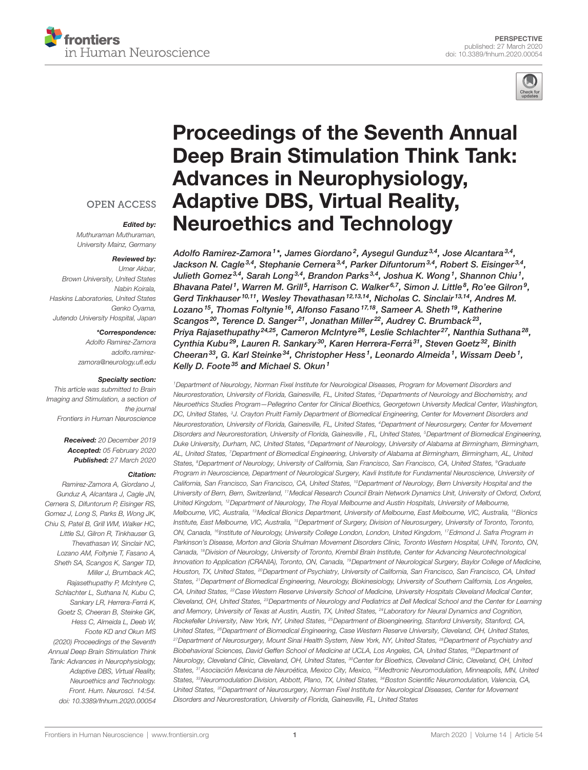PERSPECTIVE
published: 27 March 2020
doi: 10.3389/fnhum.2020.00054

# Proceedings of the Seventh Annual Deep Brain Stimulation Think Tank: Advances in Neurophysiology, Adaptive DBS, Virtual Reality, Neuroethics and Technology

*Adolfo Ramirez-Zamora[1]\*, James Giordano[2], Aysegul Gunduz[3,4], Jose Alcantara[3,4], Jackson N. Cagle[3,4], Stephanie Cernera[3,4], Parker Difuntorum[3,4], Robert S. Eisinger[3,4], Julieth Gomez[3,4], Sarah Long[3,4], Brandon Parks[3,4], Joshua K. Wong[1], Shannon Chiu[1], Bhavana Patel[1], Warren M. Grill[5], Harrison C. Walker[6,7], Simon J. Little[8], Ro'ee Gilron[9], Gerd Tinkhauser[10,11], Wesley Thevathasan[12,13,14], Nicholas C. Sinclair[13,14], Andres M. Lozano[15], Thomas Foltynie[16], Alfonso Fasano[17,18], Sameer A. Sheth[19], Katherine Scangos[20], Terence D. Sanger[21], Jonathan Miller[22], Audrey C. Brumback[23], Priya Rajasethupathy[24,25], Cameron McIntyre[26], Leslie Schlachter[27], Nanthia Suthana[28], Cynthia Kubu[29], Lauren R. Sankary[30], Karen Herrera-Ferrá[31], Steven Goetz[32], Binith Cheeran[33], G. Karl Steinke[34], Christopher Hess[1], Leonardo Almeida[1], Wissam Deeb[1], Kelly D. Foote[35] and Michael S. Okun[1]*

[1]Department of Neurology, Norman Fixel Institute for Neurological Diseases, Program for Movement Disorders and Neurorestoration, University of Florida, Gainesville, FL, United States, [2]Departments of Neurology and Biochemistry, and Neuroethics Studies Program—Pellegrino Center for Clinical Bioethics, Georgetown University Medical Center, Washington, DC, United States, [3]J. Crayton Pruitt Family Department of Biomedical Engineering, Center for Movement Disorders and Neurorestoration, University of Florida, Gainesville, FL, United States, [4]Department of Neurosurgery, Center for Movement Disorders and Neurorestoration, University of Florida, Gainesville , FL, United States, [5]Department of Biomedical Engineering, Duke University, Durham, NC, United States, [6]Department of Neurology, University of Alabama at Birmingham, Birmingham, AL, United States, [7]Department of Biomedical Engineering, University of Alabama at Birmingham, Birmingham, AL, United States, [8]Department of Neurology, University of California, San Francisco, San Francisco, CA, United States, [9]Graduate Program in Neuroscience, Department of Neurological Surgery, Kavli Institute for Fundamental Neuroscience, University of California, San Francisco, San Francisco, CA, United States, [10]Department of Neurology, Bern University Hospital and the University of Bern, Bern, Switzerland, [11]Medical Research Council Brain Network Dynamics Unit, University of Oxford, Oxford, United Kingdom, [12]Department of Neurology, The Royal Melbourne and Austin Hospitals, University of Melbourne, Melbourne, VIC, Australia, [13]Medical Bionics Department, University of Melbourne, East Melbourne, VIC, Australia, [14]Bionics Institute, East Melbourne, VIC, Australia, [15]Department of Surgery, Division of Neurosurgery, University of Toronto, Toronto, ON, Canada, [16]Institute of Neurology, University College London, London, United Kingdom, [17]Edmond J. Safra Program in Parkinson's Disease, Morton and Gloria Shulman Movement Disorders Clinic, Toronto Western Hospital, UHN, Toronto, ON, Canada, [18]Division of Neurology, University of Toronto, Krembil Brain Institute, Center for Advancing Neurotechnological Innovation to Application (CRANIA), Toronto, ON, Canada, [19]Department of Neurological Surgery, Baylor College of Medicine, Houston, TX, United States, [20]Department of Psychiatry, University of California, San Francisco, San Francisco, CA, United States, [21]Department of Biomedical Engineering, Neurology, Biokinesiology, University of Southern California, Los Angeles, CA, United States, [22]Case Western Reserve University School of Medicine, University Hospitals Cleveland Medical Center, Cleveland, OH, United States, [23]Departments of Neurology and Pediatrics at Dell Medical School and the Center for Learning and Memory, University of Texas at Austin, Austin, TX, United States, [24]Laboratory for Neural Dynamics and Cognition, Rockefeller University, New York, NY, United States, [25]Department of Bioengineering, Stanford University, Stanford, CA, United States, [26]Department of Biomedical Engineering, Case Western Reserve University, Cleveland, OH, United States, [27]Department of Neurosurgery, Mount Sinai Health System, New York, NY, United States, [28]Department of Psychiatry and Biobehavioral Sciences, David Geffen School of Medicine at UCLA, Los Angeles, CA, United States, [29]Department of Neurology, Cleveland Clinic, Cleveland, OH, United States, [30]Center for Bioethics, Cleveland Clinic, Cleveland, OH, United States, [31]Asociación Mexicana de Neuroética, Mexico City, Mexico, [32]Medtronic Neuromodulation, Minneapolis, MN, United States, [33]Neuromodulation Division, Abbott, Plano, TX, United States, [34]Boston Scientific Neuromodulation, Valencia, CA, United States, [35]Department of Neurosurgery, Norman Fixel Institute for Neurological Diseases, Center for Movement Disorders and Neurorestoration, University of Florida, Gainesville, FL, United States

OPEN ACCESS

***Edited by:***
*Muthuraman Muthuraman, University Mainz, Germany*

***Reviewed by:***
*Umer Akbar, Brown University, United States*
*Nabin Koirala, Haskins Laboratories, United States*
*Genko Oyama, Jutendo University Hospital, Japan*

***\*Correspondence:***
*Adolfo Ramirez-Zamora*
*adolfo.ramirez-zamora@neurology.ufl.edu*

***Specialty section:***
*This article was submitted to Brain Imaging and Stimulation, a section of the journal Frontiers in Human Neuroscience*

***Received:*** *20 December 2019*
***Accepted:*** *05 February 2020*
***Published:*** *27 March 2020*

***Citation:***
*Ramirez-Zamora A, Giordano J, Gunduz A, Alcantara J, Cagle JN, Cernera S, Difuntorum P, Eisinger RS, Gomez J, Long S, Parks B, Wong JK, Chiu S, Patel B, Grill WM, Walker HC, Little SJ, Gilron R, Tinkhauser G, Thevathasan W, Sinclair NC, Lozano AM, Foltynie T, Fasano A, Sheth SA, Scangos K, Sanger TD, Miller J, Brumback AC, Rajasethupathy P, McIntyre C, Schlachter L, Suthana N, Kubu C, Sankary LR, Herrera-Ferrá K, Goetz S, Cheeran B, Steinke GK, Hess C, Almeida L, Deeb W, Foote KD and Okun MS (2020) Proceedings of the Seventh Annual Deep Brain Stimulation Think Tank: Advances in Neurophysiology, Adaptive DBS, Virtual Reality, Neuroethics and Technology. Front. Hum. Neurosci. 14:54. doi: 10.3389/fnhum.2020.00054*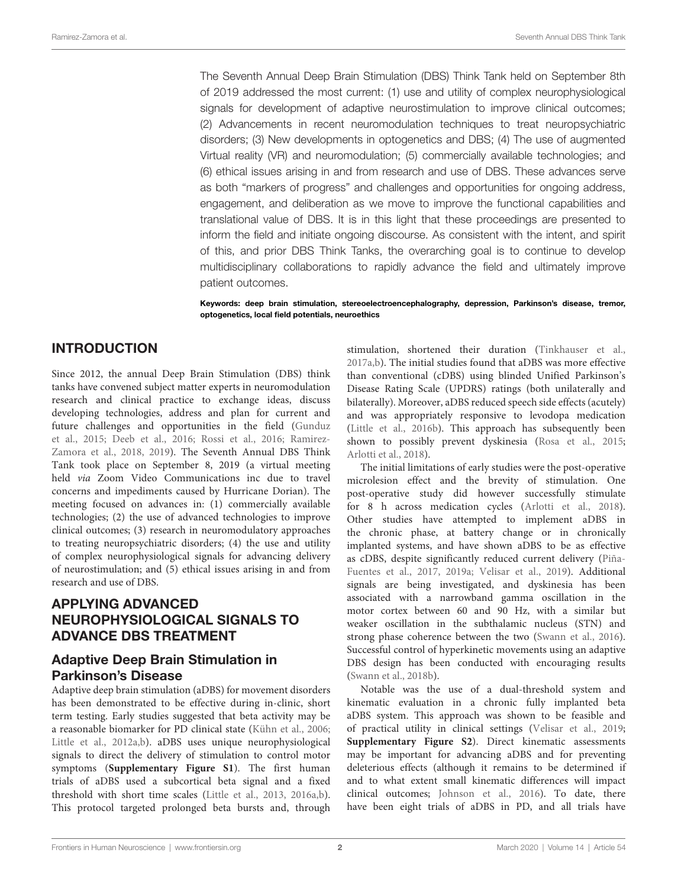The Seventh Annual Deep Brain Stimulation (DBS) Think Tank held on September 8th of 2019 addressed the most current: (1) use and utility of complex neurophysiological signals for development of adaptive neurostimulation to improve clinical outcomes; (2) Advancements in recent neuromodulation techniques to treat neuropsychiatric disorders; (3) New developments in optogenetics and DBS; (4) The use of augmented Virtual reality (VR) and neuromodulation; (5) commercially available technologies; and (6) ethical issues arising in and from research and use of DBS. These advances serve as both "markers of progress" and challenges and opportunities for ongoing address, engagement, and deliberation as we move to improve the functional capabilities and translational value of DBS. It is in this light that these proceedings are presented to inform the field and initiate ongoing discourse. As consistent with the intent, and spirit of this, and prior DBS Think Tanks, the overarching goal is to continue to develop multidisciplinary collaborations to rapidly advance the field and ultimately improve patient outcomes.

**Keywords: deep brain stimulation, stereoelectroencephalography, depression, Parkinson's disease, tremor, optogenetics, local field potentials, neuroethics**

## INTRODUCTION

Since 2012, the annual Deep Brain Stimulation (DBS) think tanks have convened subject matter experts in neuromodulation research and clinical practice to exchange ideas, discuss developing technologies, address and plan for current and future challenges and opportunities in the field (Gunduz et al., 2015; Deeb et al., 2016; Rossi et al., 2016; Ramirez-Zamora et al., 2018, 2019). The Seventh Annual DBS Think Tank took place on September 8, 2019 (a virtual meeting held *via* Zoom Video Communications inc due to travel concerns and impediments caused by Hurricane Dorian). The meeting focused on advances in: (1) commercially available technologies; (2) the use of advanced technologies to improve clinical outcomes; (3) research in neuromodulatory approaches to treating neuropsychiatric disorders; (4) the use and utility of complex neurophysiological signals for advancing delivery of neurostimulation; and (5) ethical issues arising in and from research and use of DBS.

## APPLYING ADVANCED NEUROPHYSIOLOGICAL SIGNALS TO ADVANCE DBS TREATMENT

### Adaptive Deep Brain Stimulation in Parkinson's Disease

Adaptive deep brain stimulation (aDBS) for movement disorders has been demonstrated to be effective during in-clinic, short term testing. Early studies suggested that beta activity may be a reasonable biomarker for PD clinical state (Kühn et al., 2006; Little et al., 2012a,b). aDBS uses unique neurophysiological signals to direct the delivery of stimulation to control motor symptoms (**Supplementary Figure S1**). The first human trials of aDBS used a subcortical beta signal and a fixed threshold with short time scales (Little et al., 2013, 2016a,b). This protocol targeted prolonged beta bursts and, through stimulation, shortened their duration (Tinkhauser et al., 2017a,b). The initial studies found that aDBS was more effective than conventional (cDBS) using blinded Unified Parkinson's Disease Rating Scale (UPDRS) ratings (both unilaterally and bilaterally). Moreover, aDBS reduced speech side effects (acutely) and was appropriately responsive to levodopa medication (Little et al., 2016b). This approach has subsequently been shown to possibly prevent dyskinesia (Rosa et al., 2015; Arlotti et al., 2018).

The initial limitations of early studies were the post-operative microlesion effect and the brevity of stimulation. One post-operative study did however successfully stimulate for 8 h across medication cycles (Arlotti et al., 2018). Other studies have attempted to implement aDBS in the chronic phase, at battery change or in chronically implanted systems, and have shown aDBS to be as effective as cDBS, despite significantly reduced current delivery (Piña-Fuentes et al., 2017, 2019a; Velisar et al., 2019). Additional signals are being investigated, and dyskinesia has been associated with a narrowband gamma oscillation in the motor cortex between 60 and 90 Hz, with a similar but weaker oscillation in the subthalamic nucleus (STN) and strong phase coherence between the two (Swann et al., 2016). Successful control of hyperkinetic movements using an adaptive DBS design has been conducted with encouraging results (Swann et al., 2018b).

Notable was the use of a dual-threshold system and kinematic evaluation in a chronic fully implanted beta aDBS system. This approach was shown to be feasible and of practical utility in clinical settings (Velisar et al., 2019; **Supplementary Figure S2**). Direct kinematic assessments may be important for advancing aDBS and for preventing deleterious effects (although it remains to be determined if and to what extent small kinematic differences will impact clinical outcomes; Johnson et al., 2016). To date, there have been eight trials of aDBS in PD, and all trials have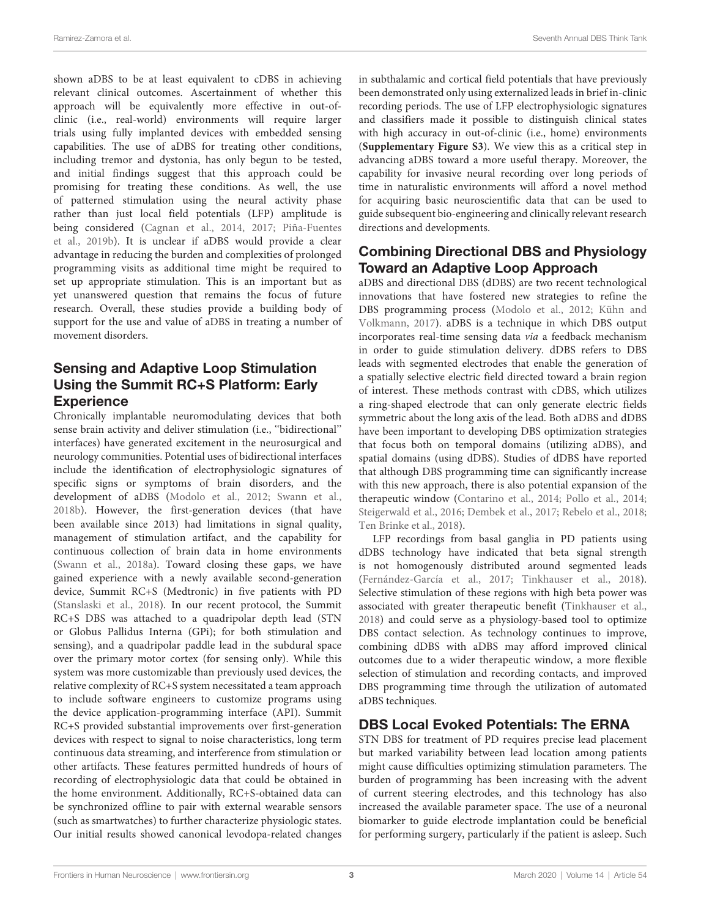shown aDBS to be at least equivalent to cDBS in achieving relevant clinical outcomes. Ascertainment of whether this approach will be equivalently more effective in out-of-clinic (i.e., real-world) environments will require larger trials using fully implanted devices with embedded sensing capabilities. The use of aDBS for treating other conditions, including tremor and dystonia, has only begun to be tested, and initial findings suggest that this approach could be promising for treating these conditions. As well, the use of patterned stimulation using the neural activity phase rather than just local field potentials (LFP) amplitude is being considered (Cagnan et al., 2014, 2017; Piña-Fuentes et al., 2019b). It is unclear if aDBS would provide a clear advantage in reducing the burden and complexities of prolonged programming visits as additional time might be required to set up appropriate stimulation. This is an important but as yet unanswered question that remains the focus of future research. Overall, these studies provide a building body of support for the use and value of aDBS in treating a number of movement disorders.

## Sensing and Adaptive Loop Stimulation Using the Summit RC+S Platform: Early Experience

Chronically implantable neuromodulating devices that both sense brain activity and deliver stimulation (i.e., "bidirectional" interfaces) have generated excitement in the neurosurgical and neurology communities. Potential uses of bidirectional interfaces include the identification of electrophysiologic signatures of specific signs or symptoms of brain disorders, and the development of aDBS (Modolo et al., 2012; Swann et al., 2018b). However, the first-generation devices (that have been available since 2013) had limitations in signal quality, management of stimulation artifact, and the capability for continuous collection of brain data in home environments (Swann et al., 2018a). Toward closing these gaps, we have gained experience with a newly available second-generation device, Summit RC+S (Medtronic) in five patients with PD (Stanslaski et al., 2018). In our recent protocol, the Summit RC+S DBS was attached to a quadripolar depth lead (STN or Globus Pallidus Interna (GPi); for both stimulation and sensing), and a quadripolar paddle lead in the subdural space over the primary motor cortex (for sensing only). While this system was more customizable than previously used devices, the relative complexity of RC+S system necessitated a team approach to include software engineers to customize programs using the device application-programming interface (API). Summit RC+S provided substantial improvements over first-generation devices with respect to signal to noise characteristics, long term continuous data streaming, and interference from stimulation or other artifacts. These features permitted hundreds of hours of recording of electrophysiologic data that could be obtained in the home environment. Additionally, RC+S-obtained data can be synchronized offline to pair with external wearable sensors (such as smartwatches) to further characterize physiologic states. Our initial results showed canonical levodopa-related changes in subthalamic and cortical field potentials that have previously been demonstrated only using externalized leads in brief in-clinic recording periods. The use of LFP electrophysiologic signatures and classifiers made it possible to distinguish clinical states with high accuracy in out-of-clinic (i.e., home) environments (**Supplementary Figure S3**). We view this as a critical step in advancing aDBS toward a more useful therapy. Moreover, the capability for invasive neural recording over long periods of time in naturalistic environments will afford a novel method for acquiring basic neuroscientific data that can be used to guide subsequent bio-engineering and clinically relevant research directions and developments.

## Combining Directional DBS and Physiology Toward an Adaptive Loop Approach

aDBS and directional DBS (dDBS) are two recent technological innovations that have fostered new strategies to refine the DBS programming process (Modolo et al., 2012; Kühn and Volkmann, 2017). aDBS is a technique in which DBS output incorporates real-time sensing data *via* a feedback mechanism in order to guide stimulation delivery. dDBS refers to DBS leads with segmented electrodes that enable the generation of a spatially selective electric field directed toward a brain region of interest. These methods contrast with cDBS, which utilizes a ring-shaped electrode that can only generate electric fields symmetric about the long axis of the lead. Both aDBS and dDBS have been important to developing DBS optimization strategies that focus both on temporal domains (utilizing aDBS), and spatial domains (using dDBS). Studies of dDBS have reported that although DBS programming time can significantly increase with this new approach, there is also potential expansion of the therapeutic window (Contarino et al., 2014; Pollo et al., 2014; Steigerwald et al., 2016; Dembek et al., 2017; Rebelo et al., 2018; Ten Brinke et al., 2018).

LFP recordings from basal ganglia in PD patients using dDBS technology have indicated that beta signal strength is not homogenously distributed around segmented leads (Fernández-García et al., 2017; Tinkhauser et al., 2018). Selective stimulation of these regions with high beta power was associated with greater therapeutic benefit (Tinkhauser et al., 2018) and could serve as a physiology-based tool to optimize DBS contact selection. As technology continues to improve, combining dDBS with aDBS may afford improved clinical outcomes due to a wider therapeutic window, a more flexible selection of stimulation and recording contacts, and improved DBS programming time through the utilization of automated aDBS techniques.

## DBS Local Evoked Potentials: The ERNA

STN DBS for treatment of PD requires precise lead placement but marked variability between lead location among patients might cause difficulties optimizing stimulation parameters. The burden of programming has been increasing with the advent of current steering electrodes, and this technology has also increased the available parameter space. The use of a neuronal biomarker to guide electrode implantation could be beneficial for performing surgery, particularly if the patient is asleep. Such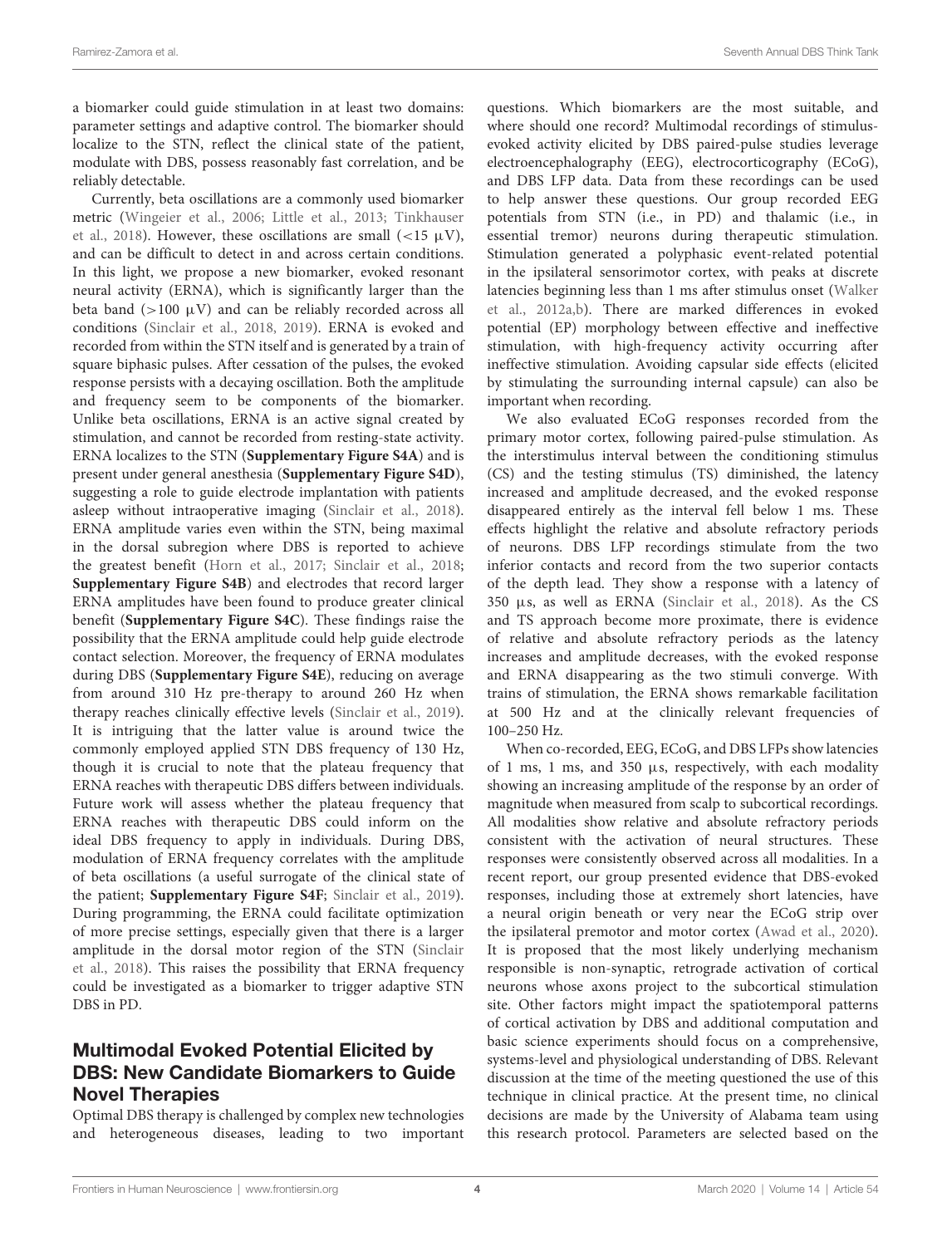a biomarker could guide stimulation in at least two domains: parameter settings and adaptive control. The biomarker should localize to the STN, reflect the clinical state of the patient, modulate with DBS, possess reasonably fast correlation, and be reliably detectable.

Currently, beta oscillations are a commonly used biomarker metric (Wingeier et al., 2006; Little et al., 2013; Tinkhauser et al., 2018). However, these oscillations are small (<15 μV), and can be difficult to detect in and across certain conditions. In this light, we propose a new biomarker, evoked resonant neural activity (ERNA), which is significantly larger than the beta band (>100 μV) and can be reliably recorded across all conditions (Sinclair et al., 2018, 2019). ERNA is evoked and recorded from within the STN itself and is generated by a train of square biphasic pulses. After cessation of the pulses, the evoked response persists with a decaying oscillation. Both the amplitude and frequency seem to be components of the biomarker. Unlike beta oscillations, ERNA is an active signal created by stimulation, and cannot be recorded from resting-state activity. ERNA localizes to the STN (**Supplementary Figure S4A**) and is present under general anesthesia (**Supplementary Figure S4D**), suggesting a role to guide electrode implantation with patients asleep without intraoperative imaging (Sinclair et al., 2018). ERNA amplitude varies even within the STN, being maximal in the dorsal subregion where DBS is reported to achieve the greatest benefit (Horn et al., 2017; Sinclair et al., 2018; **Supplementary Figure S4B**) and electrodes that record larger ERNA amplitudes have been found to produce greater clinical benefit (**Supplementary Figure S4C**). These findings raise the possibility that the ERNA amplitude could help guide electrode contact selection. Moreover, the frequency of ERNA modulates during DBS (**Supplementary Figure S4E**), reducing on average from around 310 Hz pre-therapy to around 260 Hz when therapy reaches clinically effective levels (Sinclair et al., 2019). It is intriguing that the latter value is around twice the commonly employed applied STN DBS frequency of 130 Hz, though it is crucial to note that the plateau frequency that ERNA reaches with therapeutic DBS differs between individuals. Future work will assess whether the plateau frequency that ERNA reaches with therapeutic DBS could inform on the ideal DBS frequency to apply in individuals. During DBS, modulation of ERNA frequency correlates with the amplitude of beta oscillations (a useful surrogate of the clinical state of the patient; **Supplementary Figure S4F**; Sinclair et al., 2019). During programming, the ERNA could facilitate optimization of more precise settings, especially given that there is a larger amplitude in the dorsal motor region of the STN (Sinclair et al., 2018). This raises the possibility that ERNA frequency could be investigated as a biomarker to trigger adaptive STN DBS in PD.

## Multimodal Evoked Potential Elicited by DBS: New Candidate Biomarkers to Guide Novel Therapies

Optimal DBS therapy is challenged by complex new technologies and heterogeneous diseases, leading to two important questions. Which biomarkers are the most suitable, and where should one record? Multimodal recordings of stimulus-evoked activity elicited by DBS paired-pulse studies leverage electroencephalography (EEG), electrocorticography (ECoG), and DBS LFP data. Data from these recordings can be used to help answer these questions. Our group recorded EEG potentials from STN (i.e., in PD) and thalamic (i.e., in essential tremor) neurons during therapeutic stimulation. Stimulation generated a polyphasic event-related potential in the ipsilateral sensorimotor cortex, with peaks at discrete latencies beginning less than 1 ms after stimulus onset (Walker et al., 2012a,b). There are marked differences in evoked potential (EP) morphology between effective and ineffective stimulation, with high-frequency activity occurring after ineffective stimulation. Avoiding capsular side effects (elicited by stimulating the surrounding internal capsule) can also be important when recording.

We also evaluated ECoG responses recorded from the primary motor cortex, following paired-pulse stimulation. As the interstimulus interval between the conditioning stimulus (CS) and the testing stimulus (TS) diminished, the latency increased and amplitude decreased, and the evoked response disappeared entirely as the interval fell below 1 ms. These effects highlight the relative and absolute refractory periods of neurons. DBS LFP recordings stimulate from the two inferior contacts and record from the two superior contacts of the depth lead. They show a response with a latency of 350 μs, as well as ERNA (Sinclair et al., 2018). As the CS and TS approach become more proximate, there is evidence of relative and absolute refractory periods as the latency increases and amplitude decreases, with the evoked response and ERNA disappearing as the two stimuli converge. With trains of stimulation, the ERNA shows remarkable facilitation at 500 Hz and at the clinically relevant frequencies of 100–250 Hz.

When co-recorded, EEG, ECoG, and DBS LFPs show latencies of 1 ms, 1 ms, and 350 μs, respectively, with each modality showing an increasing amplitude of the response by an order of magnitude when measured from scalp to subcortical recordings. All modalities show relative and absolute refractory periods consistent with the activation of neural structures. These responses were consistently observed across all modalities. In a recent report, our group presented evidence that DBS-evoked responses, including those at extremely short latencies, have a neural origin beneath or very near the ECoG strip over the ipsilateral premotor and motor cortex (Awad et al., 2020). It is proposed that the most likely underlying mechanism responsible is non-synaptic, retrograde activation of cortical neurons whose axons project to the subcortical stimulation site. Other factors might impact the spatiotemporal patterns of cortical activation by DBS and additional computation and basic science experiments should focus on a comprehensive, systems-level and physiological understanding of DBS. Relevant discussion at the time of the meeting questioned the use of this technique in clinical practice. At the present time, no clinical decisions are made by the University of Alabama team using this research protocol. Parameters are selected based on the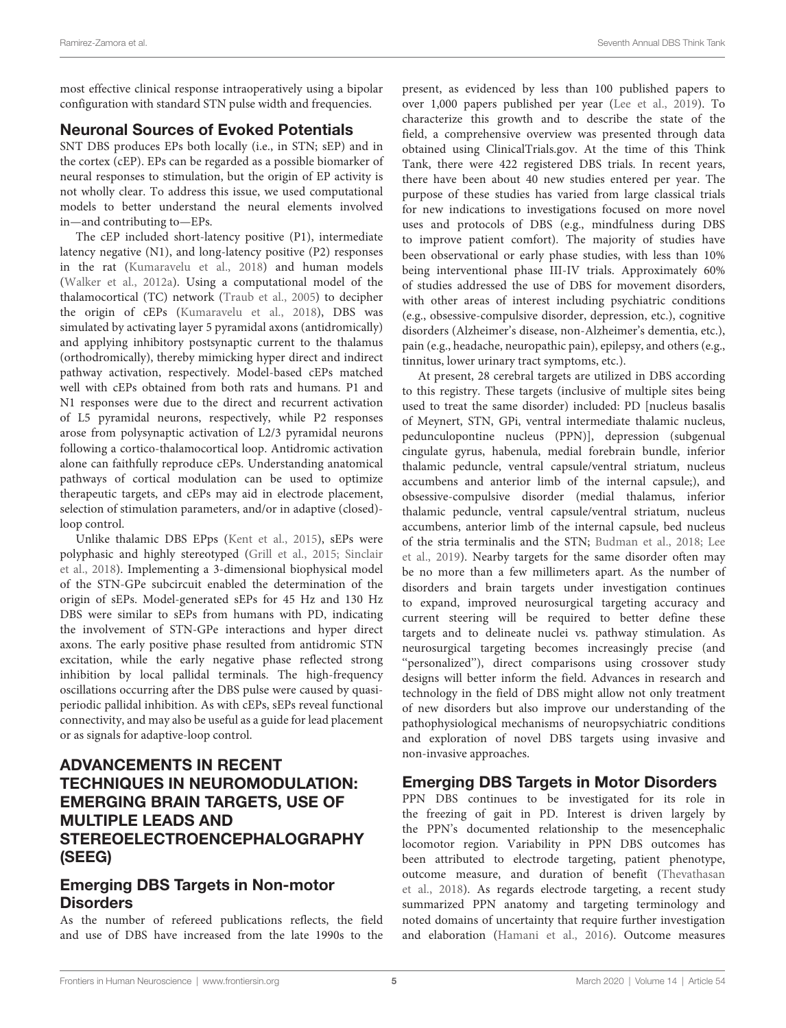most effective clinical response intraoperatively using a bipolar configuration with standard STN pulse width and frequencies.

## Neuronal Sources of Evoked Potentials

SNT DBS produces EPs both locally (i.e., in STN; sEP) and in the cortex (cEP). EPs can be regarded as a possible biomarker of neural responses to stimulation, but the origin of EP activity is not wholly clear. To address this issue, we used computational models to better understand the neural elements involved in—and contributing to—EPs.

The cEP included short-latency positive (P1), intermediate latency negative (N1), and long-latency positive (P2) responses in the rat (Kumaravelu et al., 2018) and human models (Walker et al., 2012a). Using a computational model of the thalamocortical (TC) network (Traub et al., 2005) to decipher the origin of cEPs (Kumaravelu et al., 2018), DBS was simulated by activating layer 5 pyramidal axons (antidromically) and applying inhibitory postsynaptic current to the thalamus (orthodromically), thereby mimicking hyper direct and indirect pathway activation, respectively. Model-based cEPs matched well with cEPs obtained from both rats and humans. P1 and N1 responses were due to the direct and recurrent activation of L5 pyramidal neurons, respectively, while P2 responses arose from polysynaptic activation of L2/3 pyramidal neurons following a cortico-thalamocortical loop. Antidromic activation alone can faithfully reproduce cEPs. Understanding anatomical pathways of cortical modulation can be used to optimize therapeutic targets, and cEPs may aid in electrode placement, selection of stimulation parameters, and/or in adaptive (closed)-loop control.

Unlike thalamic DBS EPps (Kent et al., 2015), sEPs were polyphasic and highly stereotyped (Grill et al., 2015; Sinclair et al., 2018). Implementing a 3-dimensional biophysical model of the STN-GPe subcircuit enabled the determination of the origin of sEPs. Model-generated sEPs for 45 Hz and 130 Hz DBS were similar to sEPs from humans with PD, indicating the involvement of STN-GPe interactions and hyper direct axons. The early positive phase resulted from antidromic STN excitation, while the early negative phase reflected strong inhibition by local pallidal terminals. The high-frequency oscillations occurring after the DBS pulse were caused by quasi-periodic pallidal inhibition. As with cEPs, sEPs reveal functional connectivity, and may also be useful as a guide for lead placement or as signals for adaptive-loop control.

# ADVANCEMENTS IN RECENT TECHNIQUES IN NEUROMODULATION: EMERGING BRAIN TARGETS, USE OF MULTIPLE LEADS AND STEREOELECTROENCEPHALOGRAPHY (SEEG)

## Emerging DBS Targets in Non-motor Disorders

As the number of refereed publications reflects, the field and use of DBS have increased from the late 1990s to the present, as evidenced by less than 100 published papers to over 1,000 papers published per year (Lee et al., 2019). To characterize this growth and to describe the state of the field, a comprehensive overview was presented through data obtained using ClinicalTrials.gov. At the time of this Think Tank, there were 422 registered DBS trials. In recent years, there have been about 40 new studies entered per year. The purpose of these studies has varied from large classical trials for new indications to investigations focused on more novel uses and protocols of DBS (e.g., mindfulness during DBS to improve patient comfort). The majority of studies have been observational or early phase studies, with less than 10% being interventional phase III-IV trials. Approximately 60% of studies addressed the use of DBS for movement disorders, with other areas of interest including psychiatric conditions (e.g., obsessive-compulsive disorder, depression, etc.), cognitive disorders (Alzheimer's disease, non-Alzheimer's dementia, etc.), pain (e.g., headache, neuropathic pain), epilepsy, and others (e.g., tinnitus, lower urinary tract symptoms, etc.).

At present, 28 cerebral targets are utilized in DBS according to this registry. These targets (inclusive of multiple sites being used to treat the same disorder) included: PD [nucleus basalis of Meynert, STN, GPi, ventral intermediate thalamic nucleus, pedunculopontine nucleus (PPN)], depression (subgenual cingulate gyrus, habenula, medial forebrain bundle, inferior thalamic peduncle, ventral capsule/ventral striatum, nucleus accumbens and anterior limb of the internal capsule;), and obsessive-compulsive disorder (medial thalamus, inferior thalamic peduncle, ventral capsule/ventral striatum, nucleus accumbens, anterior limb of the internal capsule, bed nucleus of the stria terminalis and the STN; Budman et al., 2018; Lee et al., 2019). Nearby targets for the same disorder often may be no more than a few millimeters apart. As the number of disorders and brain targets under investigation continues to expand, improved neurosurgical targeting accuracy and current steering will be required to better define these targets and to delineate nuclei vs. pathway stimulation. As neurosurgical targeting becomes increasingly precise (and "personalized"), direct comparisons using crossover study designs will better inform the field. Advances in research and technology in the field of DBS might allow not only treatment of new disorders but also improve our understanding of the pathophysiological mechanisms of neuropsychiatric conditions and exploration of novel DBS targets using invasive and non-invasive approaches.

## Emerging DBS Targets in Motor Disorders

PPN DBS continues to be investigated for its role in the freezing of gait in PD. Interest is driven largely by the PPN's documented relationship to the mesencephalic locomotor region. Variability in PPN DBS outcomes has been attributed to electrode targeting, patient phenotype, outcome measure, and duration of benefit (Thevathasan et al., 2018). As regards electrode targeting, a recent study summarized PPN anatomy and targeting terminology and noted domains of uncertainty that require further investigation and elaboration (Hamani et al., 2016). Outcome measures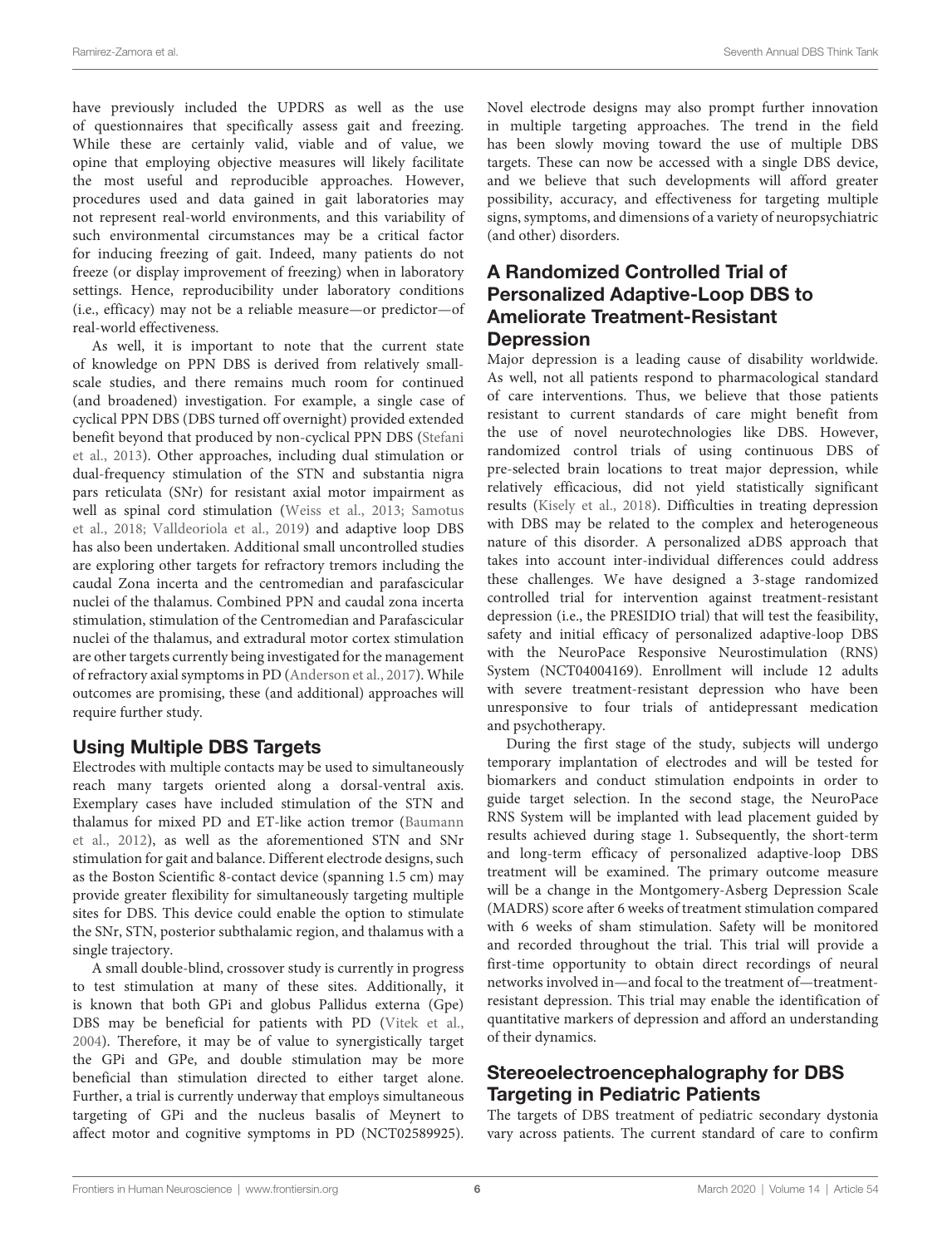have previously included the UPDRS as well as the use of questionnaires that specifically assess gait and freezing. While these are certainly valid, viable and of value, we opine that employing objective measures will likely facilitate the most useful and reproducible approaches. However, procedures used and data gained in gait laboratories may not represent real-world environments, and this variability of such environmental circumstances may be a critical factor for inducing freezing of gait. Indeed, many patients do not freeze (or display improvement of freezing) when in laboratory settings. Hence, reproducibility under laboratory conditions (i.e., efficacy) may not be a reliable measure—or predictor—of real-world effectiveness.

As well, it is important to note that the current state of knowledge on PPN DBS is derived from relatively small-scale studies, and there remains much room for continued (and broadened) investigation. For example, a single case of cyclical PPN DBS (DBS turned off overnight) provided extended benefit beyond that produced by non-cyclical PPN DBS (Stefani et al., 2013). Other approaches, including dual stimulation or dual-frequency stimulation of the STN and substantia nigra pars reticulata (SNr) for resistant axial motor impairment as well as spinal cord stimulation (Weiss et al., 2013; Samotus et al., 2018; Valldeoriola et al., 2019) and adaptive loop DBS has also been undertaken. Additional small uncontrolled studies are exploring other targets for refractory tremors including the caudal Zona incerta and the centromedian and parafascicular nuclei of the thalamus. Combined PPN and caudal zona incerta stimulation, stimulation of the Centromedian and Parafascicular nuclei of the thalamus, and extradural motor cortex stimulation are other targets currently being investigated for the management of refractory axial symptoms in PD (Anderson et al., 2017). While outcomes are promising, these (and additional) approaches will require further study.

## Using Multiple DBS Targets

Electrodes with multiple contacts may be used to simultaneously reach many targets oriented along a dorsal-ventral axis. Exemplary cases have included stimulation of the STN and thalamus for mixed PD and ET-like action tremor (Baumann et al., 2012), as well as the aforementioned STN and SNr stimulation for gait and balance. Different electrode designs, such as the Boston Scientific 8-contact device (spanning 1.5 cm) may provide greater flexibility for simultaneously targeting multiple sites for DBS. This device could enable the option to stimulate the SNr, STN, posterior subthalamic region, and thalamus with a single trajectory.

A small double-blind, crossover study is currently in progress to test stimulation at many of these sites. Additionally, it is known that both GPi and globus Pallidus externa (Gpe) DBS may be beneficial for patients with PD (Vitek et al., 2004). Therefore, it may be of value to synergistically target the GPi and GPe, and double stimulation may be more beneficial than stimulation directed to either target alone. Further, a trial is currently underway that employs simultaneous targeting of GPi and the nucleus basalis of Meynert to affect motor and cognitive symptoms in PD (NCT02589925). Novel electrode designs may also prompt further innovation in multiple targeting approaches. The trend in the field has been slowly moving toward the use of multiple DBS targets. These can now be accessed with a single DBS device, and we believe that such developments will afford greater possibility, accuracy, and effectiveness for targeting multiple signs, symptoms, and dimensions of a variety of neuropsychiatric (and other) disorders.

## A Randomized Controlled Trial of Personalized Adaptive-Loop DBS to Ameliorate Treatment-Resistant Depression

Major depression is a leading cause of disability worldwide. As well, not all patients respond to pharmacological standard of care interventions. Thus, we believe that those patients resistant to current standards of care might benefit from the use of novel neurotechnologies like DBS. However, randomized control trials of using continuous DBS of pre-selected brain locations to treat major depression, while relatively efficacious, did not yield statistically significant results (Kisely et al., 2018). Difficulties in treating depression with DBS may be related to the complex and heterogeneous nature of this disorder. A personalized aDBS approach that takes into account inter-individual differences could address these challenges. We have designed a 3-stage randomized controlled trial for intervention against treatment-resistant depression (i.e., the PRESIDIO trial) that will test the feasibility, safety and initial efficacy of personalized adaptive-loop DBS with the NeuroPace Responsive Neurostimulation (RNS) System (NCT04004169). Enrollment will include 12 adults with severe treatment-resistant depression who have been unresponsive to four trials of antidepressant medication and psychotherapy.

During the first stage of the study, subjects will undergo temporary implantation of electrodes and will be tested for biomarkers and conduct stimulation endpoints in order to guide target selection. In the second stage, the NeuroPace RNS System will be implanted with lead placement guided by results achieved during stage 1. Subsequently, the short-term and long-term efficacy of personalized adaptive-loop DBS treatment will be examined. The primary outcome measure will be a change in the Montgomery-Asberg Depression Scale (MADRS) score after 6 weeks of treatment stimulation compared with 6 weeks of sham stimulation. Safety will be monitored and recorded throughout the trial. This trial will provide a first-time opportunity to obtain direct recordings of neural networks involved in—and focal to the treatment of—treatment-resistant depression. This trial may enable the identification of quantitative markers of depression and afford an understanding of their dynamics.

## Stereoelectroencephalography for DBS Targeting in Pediatric Patients

The targets of DBS treatment of pediatric secondary dystonia vary across patients. The current standard of care to confirm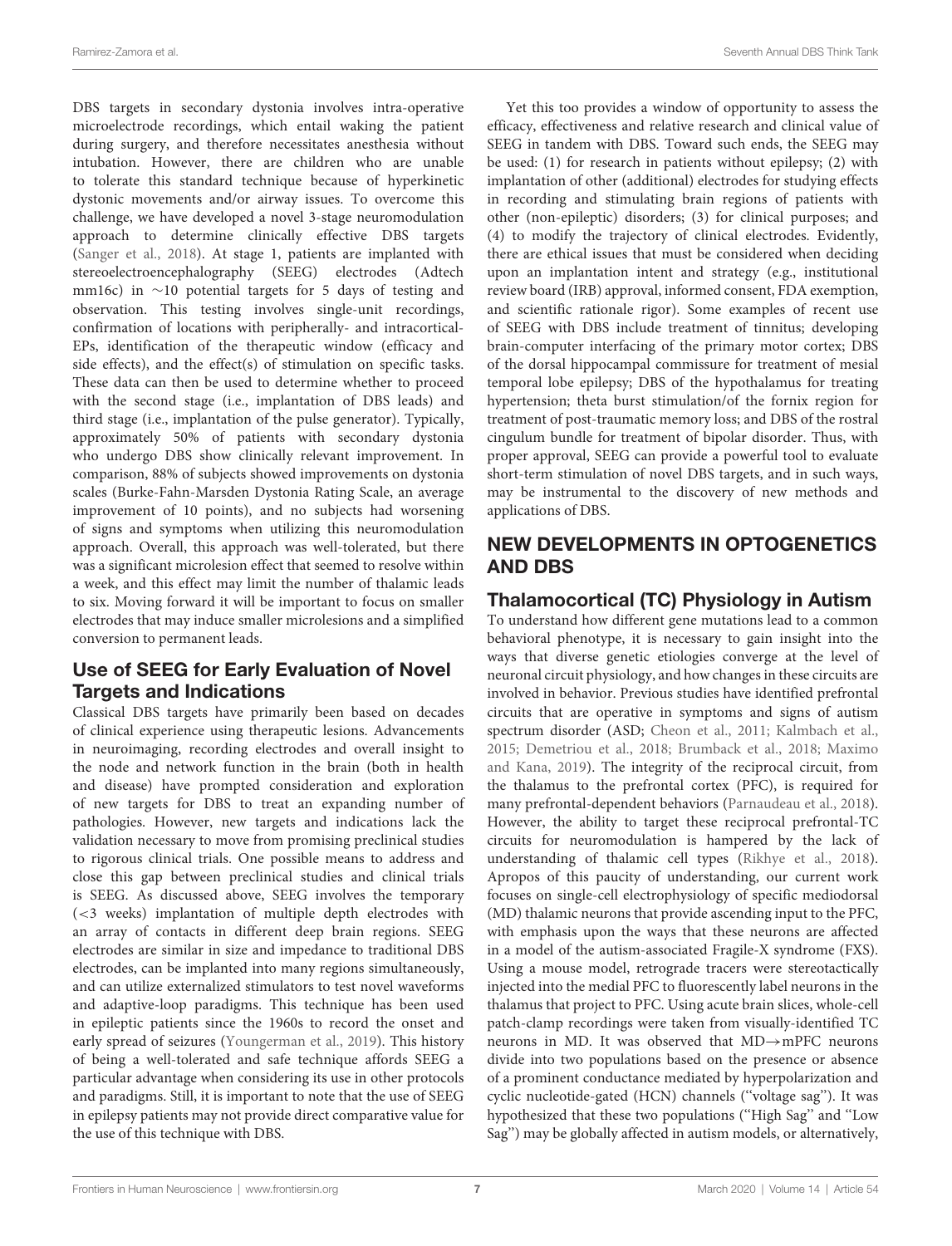DBS targets in secondary dystonia involves intra-operative microelectrode recordings, which entail waking the patient during surgery, and therefore necessitates anesthesia without intubation. However, there are children who are unable to tolerate this standard technique because of hyperkinetic dystonic movements and/or airway issues. To overcome this challenge, we have developed a novel 3-stage neuromodulation approach to determine clinically effective DBS targets (Sanger et al., 2018). At stage 1, patients are implanted with stereoelectroencephalography (SEEG) electrodes (Adtech mm16c) in ~10 potential targets for 5 days of testing and observation. This testing involves single-unit recordings, confirmation of locations with peripherally- and intracortical-EPs, identification of the therapeutic window (efficacy and side effects), and the effect(s) of stimulation on specific tasks. These data can then be used to determine whether to proceed with the second stage (i.e., implantation of DBS leads) and third stage (i.e., implantation of the pulse generator). Typically, approximately 50% of patients with secondary dystonia who undergo DBS show clinically relevant improvement. In comparison, 88% of subjects showed improvements on dystonia scales (Burke-Fahn-Marsden Dystonia Rating Scale, an average improvement of 10 points), and no subjects had worsening of signs and symptoms when utilizing this neuromodulation approach. Overall, this approach was well-tolerated, but there was a significant microlesion effect that seemed to resolve within a week, and this effect may limit the number of thalamic leads to six. Moving forward it will be important to focus on smaller electrodes that may induce smaller microlesions and a simplified conversion to permanent leads.

### Use of SEEG for Early Evaluation of Novel Targets and Indications

Classical DBS targets have primarily been based on decades of clinical experience using therapeutic lesions. Advancements in neuroimaging, recording electrodes and overall insight to the node and network function in the brain (both in health and disease) have prompted consideration and exploration of new targets for DBS to treat an expanding number of pathologies. However, new targets and indications lack the validation necessary to move from promising preclinical studies to rigorous clinical trials. One possible means to address and close this gap between preclinical studies and clinical trials is SEEG. As discussed above, SEEG involves the temporary (<3 weeks) implantation of multiple depth electrodes with an array of contacts in different deep brain regions. SEEG electrodes are similar in size and impedance to traditional DBS electrodes, can be implanted into many regions simultaneously, and can utilize externalized stimulators to test novel waveforms and adaptive-loop paradigms. This technique has been used in epileptic patients since the 1960s to record the onset and early spread of seizures (Youngerman et al., 2019). This history of being a well-tolerated and safe technique affords SEEG a particular advantage when considering its use in other protocols and paradigms. Still, it is important to note that the use of SEEG in epilepsy patients may not provide direct comparative value for the use of this technique with DBS.

Yet this too provides a window of opportunity to assess the efficacy, effectiveness and relative research and clinical value of SEEG in tandem with DBS. Toward such ends, the SEEG may be used: (1) for research in patients without epilepsy; (2) with implantation of other (additional) electrodes for studying effects in recording and stimulating brain regions of patients with other (non-epileptic) disorders; (3) for clinical purposes; and (4) to modify the trajectory of clinical electrodes. Evidently, there are ethical issues that must be considered when deciding upon an implantation intent and strategy (e.g., institutional review board (IRB) approval, informed consent, FDA exemption, and scientific rationale rigor). Some examples of recent use of SEEG with DBS include treatment of tinnitus; developing brain-computer interfacing of the primary motor cortex; DBS of the dorsal hippocampal commissure for treatment of mesial temporal lobe epilepsy; DBS of the hypothalamus for treating hypertension; theta burst stimulation/of the fornix region for treatment of post-traumatic memory loss; and DBS of the rostral cingulum bundle for treatment of bipolar disorder. Thus, with proper approval, SEEG can provide a powerful tool to evaluate short-term stimulation of novel DBS targets, and in such ways, may be instrumental to the discovery of new methods and applications of DBS.

## NEW DEVELOPMENTS IN OPTOGENETICS AND DBS

### Thalamocortical (TC) Physiology in Autism

To understand how different gene mutations lead to a common behavioral phenotype, it is necessary to gain insight into the ways that diverse genetic etiologies converge at the level of neuronal circuit physiology, and how changes in these circuits are involved in behavior. Previous studies have identified prefrontal circuits that are operative in symptoms and signs of autism spectrum disorder (ASD; Cheon et al., 2011; Kalmbach et al., 2015; Demetriou et al., 2018; Brumback et al., 2018; Maximo and Kana, 2019). The integrity of the reciprocal circuit, from the thalamus to the prefrontal cortex (PFC), is required for many prefrontal-dependent behaviors (Parnaudeau et al., 2018). However, the ability to target these reciprocal prefrontal-TC circuits for neuromodulation is hampered by the lack of understanding of thalamic cell types (Rikhye et al., 2018). Apropos of this paucity of understanding, our current work focuses on single-cell electrophysiology of specific mediodorsal (MD) thalamic neurons that provide ascending input to the PFC, with emphasis upon the ways that these neurons are affected in a model of the autism-associated Fragile-X syndrome (FXS). Using a mouse model, retrograde tracers were stereotactically injected into the medial PFC to fluorescently label neurons in the thalamus that project to PFC. Using acute brain slices, whole-cell patch-clamp recordings were taken from visually-identified TC neurons in MD. It was observed that MD→mPFC neurons divide into two populations based on the presence or absence of a prominent conductance mediated by hyperpolarization and cyclic nucleotide-gated (HCN) channels ("voltage sag"). It was hypothesized that these two populations ("High Sag" and "Low Sag") may be globally affected in autism models, or alternatively,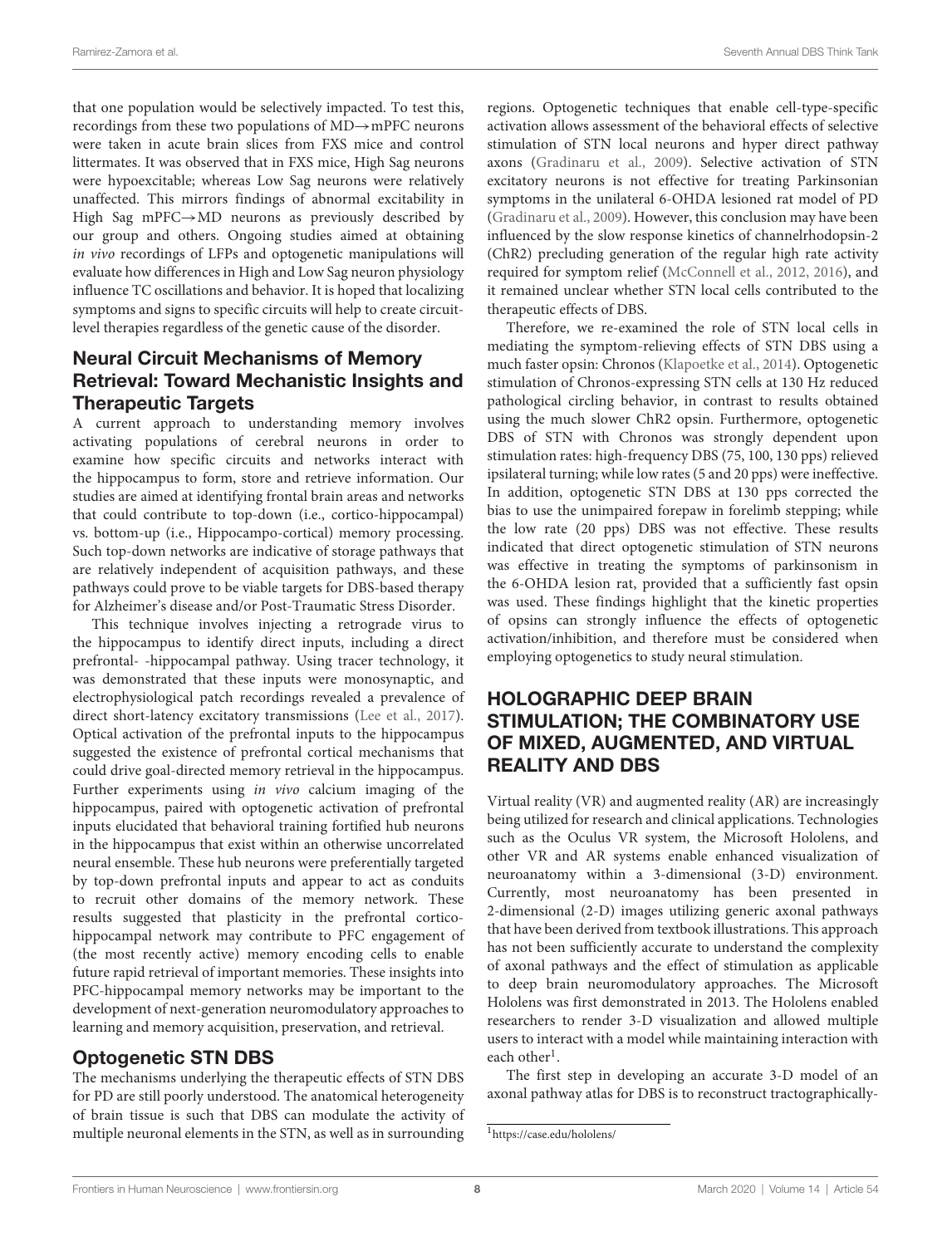that one population would be selectively impacted. To test this, recordings from these two populations of MD→mPFC neurons were taken in acute brain slices from FXS mice and control littermates. It was observed that in FXS mice, High Sag neurons were hypoexcitable; whereas Low Sag neurons were relatively unaffected. This mirrors findings of abnormal excitability in High Sag mPFC→MD neurons as previously described by our group and others. Ongoing studies aimed at obtaining *in vivo* recordings of LFPs and optogenetic manipulations will evaluate how differences in High and Low Sag neuron physiology influence TC oscillations and behavior. It is hoped that localizing symptoms and signs to specific circuits will help to create circuit-level therapies regardless of the genetic cause of the disorder.

### Neural Circuit Mechanisms of Memory Retrieval: Toward Mechanistic Insights and Therapeutic Targets

A current approach to understanding memory involves activating populations of cerebral neurons in order to examine how specific circuits and networks interact with the hippocampus to form, store and retrieve information. Our studies are aimed at identifying frontal brain areas and networks that could contribute to top-down (i.e., cortico-hippocampal) vs. bottom-up (i.e., Hippocampo-cortical) memory processing. Such top-down networks are indicative of storage pathways that are relatively independent of acquisition pathways, and these pathways could prove to be viable targets for DBS-based therapy for Alzheimer's disease and/or Post-Traumatic Stress Disorder.

This technique involves injecting a retrograde virus to the hippocampus to identify direct inputs, including a direct prefrontal- -hippocampal pathway. Using tracer technology, it was demonstrated that these inputs were monosynaptic, and electrophysiological patch recordings revealed a prevalence of direct short-latency excitatory transmissions (Lee et al., 2017). Optical activation of the prefrontal inputs to the hippocampus suggested the existence of prefrontal cortical mechanisms that could drive goal-directed memory retrieval in the hippocampus. Further experiments using *in vivo* calcium imaging of the hippocampus, paired with optogenetic activation of prefrontal inputs elucidated that behavioral training fortified hub neurons in the hippocampus that exist within an otherwise uncorrelated neural ensemble. These hub neurons were preferentially targeted by top-down prefrontal inputs and appear to act as conduits to recruit other domains of the memory network. These results suggested that plasticity in the prefrontal cortico-hippocampal network may contribute to PFC engagement of (the most recently active) memory encoding cells to enable future rapid retrieval of important memories. These insights into PFC-hippocampal memory networks may be important to the development of next-generation neuromodulatory approaches to learning and memory acquisition, preservation, and retrieval.

### Optogenetic STN DBS

The mechanisms underlying the therapeutic effects of STN DBS for PD are still poorly understood. The anatomical heterogeneity of brain tissue is such that DBS can modulate the activity of multiple neuronal elements in the STN, as well as in surrounding regions. Optogenetic techniques that enable cell-type-specific activation allows assessment of the behavioral effects of selective stimulation of STN local neurons and hyper direct pathway axons (Gradinaru et al., 2009). Selective activation of STN excitatory neurons is not effective for treating Parkinsonian symptoms in the unilateral 6-OHDA lesioned rat model of PD (Gradinaru et al., 2009). However, this conclusion may have been influenced by the slow response kinetics of channelrhodopsin-2 (ChR2) precluding generation of the regular high rate activity required for symptom relief (McConnell et al., 2012, 2016), and it remained unclear whether STN local cells contributed to the therapeutic effects of DBS.

Therefore, we re-examined the role of STN local cells in mediating the symptom-relieving effects of STN DBS using a much faster opsin: Chronos (Klapoetke et al., 2014). Optogenetic stimulation of Chronos-expressing STN cells at 130 Hz reduced pathological circling behavior, in contrast to results obtained using the much slower ChR2 opsin. Furthermore, optogenetic DBS of STN with Chronos was strongly dependent upon stimulation rates: high-frequency DBS (75, 100, 130 pps) relieved ipsilateral turning; while low rates (5 and 20 pps) were ineffective. In addition, optogenetic STN DBS at 130 pps corrected the bias to use the unimpaired forepaw in forelimb stepping; while the low rate (20 pps) DBS was not effective. These results indicated that direct optogenetic stimulation of STN neurons was effective in treating the symptoms of parkinsonism in the 6-OHDA lesion rat, provided that a sufficiently fast opsin was used. These findings highlight that the kinetic properties of opsins can strongly influence the effects of optogenetic activation/inhibition, and therefore must be considered when employing optogenetics to study neural stimulation.

## HOLOGRAPHIC DEEP BRAIN STIMULATION; THE COMBINATORY USE OF MIXED, AUGMENTED, AND VIRTUAL REALITY AND DBS

Virtual reality (VR) and augmented reality (AR) are increasingly being utilized for research and clinical applications. Technologies such as the Oculus VR system, the Microsoft Hololens, and other VR and AR systems enable enhanced visualization of neuroanatomy within a 3-dimensional (3-D) environment. Currently, most neuroanatomy has been presented in 2-dimensional (2-D) images utilizing generic axonal pathways that have been derived from textbook illustrations. This approach has not been sufficiently accurate to understand the complexity of axonal pathways and the effect of stimulation as applicable to deep brain neuromodulatory approaches. The Microsoft Hololens was first demonstrated in 2013. The Hololens enabled researchers to render 3-D visualization and allowed multiple users to interact with a model while maintaining interaction with each other[1].

The first step in developing an accurate 3-D model of an axonal pathway atlas for DBS is to reconstruct tractographically-

[1] https://case.edu/hololens/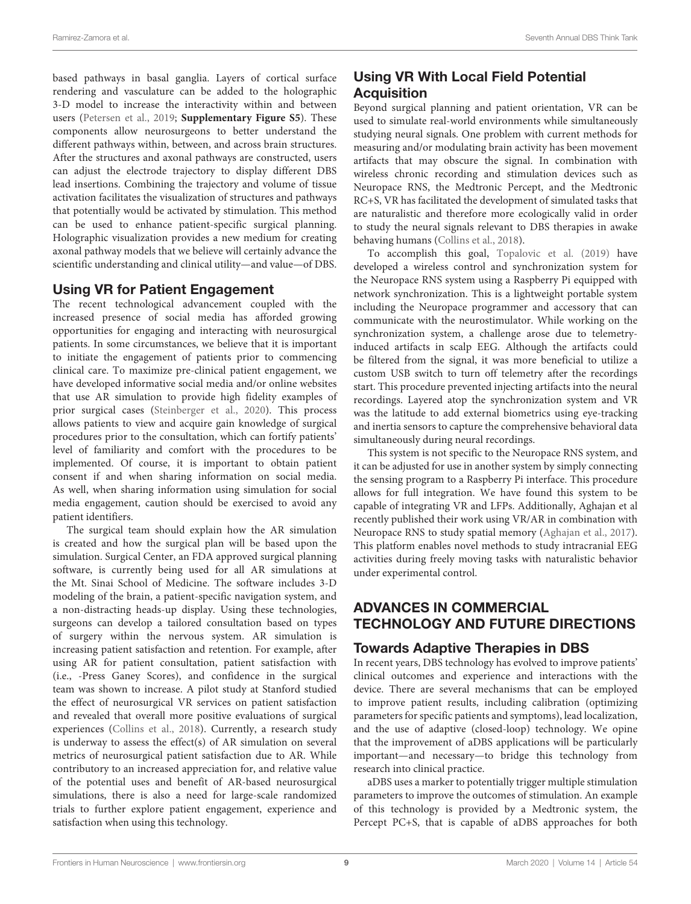based pathways in basal ganglia. Layers of cortical surface rendering and vasculature can be added to the holographic 3-D model to increase the interactivity within and between users (Petersen et al., 2019; **Supplementary Figure S5**). These components allow neurosurgeons to better understand the different pathways within, between, and across brain structures. After the structures and axonal pathways are constructed, users can adjust the electrode trajectory to display different DBS lead insertions. Combining the trajectory and volume of tissue activation facilitates the visualization of structures and pathways that potentially would be activated by stimulation. This method can be used to enhance patient-specific surgical planning. Holographic visualization provides a new medium for creating axonal pathway models that we believe will certainly advance the scientific understanding and clinical utility—and value—of DBS.

## Using VR for Patient Engagement

The recent technological advancement coupled with the increased presence of social media has afforded growing opportunities for engaging and interacting with neurosurgical patients. In some circumstances, we believe that it is important to initiate the engagement of patients prior to commencing clinical care. To maximize pre-clinical patient engagement, we have developed informative social media and/or online websites that use AR simulation to provide high fidelity examples of prior surgical cases (Steinberger et al., 2020). This process allows patients to view and acquire gain knowledge of surgical procedures prior to the consultation, which can fortify patients' level of familiarity and comfort with the procedures to be implemented. Of course, it is important to obtain patient consent if and when sharing information on social media. As well, when sharing information using simulation for social media engagement, caution should be exercised to avoid any patient identifiers.

The surgical team should explain how the AR simulation is created and how the surgical plan will be based upon the simulation. Surgical Center, an FDA approved surgical planning software, is currently being used for all AR simulations at the Mt. Sinai School of Medicine. The software includes 3-D modeling of the brain, a patient-specific navigation system, and a non-distracting heads-up display. Using these technologies, surgeons can develop a tailored consultation based on types of surgery within the nervous system. AR simulation is increasing patient satisfaction and retention. For example, after using AR for patient consultation, patient satisfaction with (i.e., -Press Ganey Scores), and confidence in the surgical team was shown to increase. A pilot study at Stanford studied the effect of neurosurgical VR services on patient satisfaction and revealed that overall more positive evaluations of surgical experiences (Collins et al., 2018). Currently, a research study is underway to assess the effect(s) of AR simulation on several metrics of neurosurgical patient satisfaction due to AR. While contributory to an increased appreciation for, and relative value of the potential uses and benefit of AR-based neurosurgical simulations, there is also a need for large-scale randomized trials to further explore patient engagement, experience and satisfaction when using this technology.

## Using VR With Local Field Potential Acquisition

Beyond surgical planning and patient orientation, VR can be used to simulate real-world environments while simultaneously studying neural signals. One problem with current methods for measuring and/or modulating brain activity has been movement artifacts that may obscure the signal. In combination with wireless chronic recording and stimulation devices such as Neuropace RNS, the Medtronic Percept, and the Medtronic RC+S, VR has facilitated the development of simulated tasks that are naturalistic and therefore more ecologically valid in order to study the neural signals relevant to DBS therapies in awake behaving humans (Collins et al., 2018).

To accomplish this goal, Topalovic et al. (2019) have developed a wireless control and synchronization system for the Neuropace RNS system using a Raspberry Pi equipped with network synchronization. This is a lightweight portable system including the Neuropace programmer and accessory that can communicate with the neurostimulator. While working on the synchronization system, a challenge arose due to telemetry-induced artifacts in scalp EEG. Although the artifacts could be filtered from the signal, it was more beneficial to utilize a custom USB switch to turn off telemetry after the recordings start. This procedure prevented injecting artifacts into the neural recordings. Layered atop the synchronization system and VR was the latitude to add external biometrics using eye-tracking and inertia sensors to capture the comprehensive behavioral data simultaneously during neural recordings.

This system is not specific to the Neuropace RNS system, and it can be adjusted for use in another system by simply connecting the sensing program to a Raspberry Pi interface. This procedure allows for full integration. We have found this system to be capable of integrating VR and LFPs. Additionally, Aghajan et al recently published their work using VR/AR in combination with Neuropace RNS to study spatial memory (Aghajan et al., 2017). This platform enables novel methods to study intracranial EEG activities during freely moving tasks with naturalistic behavior under experimental control.

# ADVANCES IN COMMERCIAL TECHNOLOGY AND FUTURE DIRECTIONS

## Towards Adaptive Therapies in DBS

In recent years, DBS technology has evolved to improve patients' clinical outcomes and experience and interactions with the device. There are several mechanisms that can be employed to improve patient results, including calibration (optimizing parameters for specific patients and symptoms), lead localization, and the use of adaptive (closed-loop) technology. We opine that the improvement of aDBS applications will be particularly important—and necessary—to bridge this technology from research into clinical practice.

aDBS uses a marker to potentially trigger multiple stimulation parameters to improve the outcomes of stimulation. An example of this technology is provided by a Medtronic system, the Percept PC+S, that is capable of aDBS approaches for both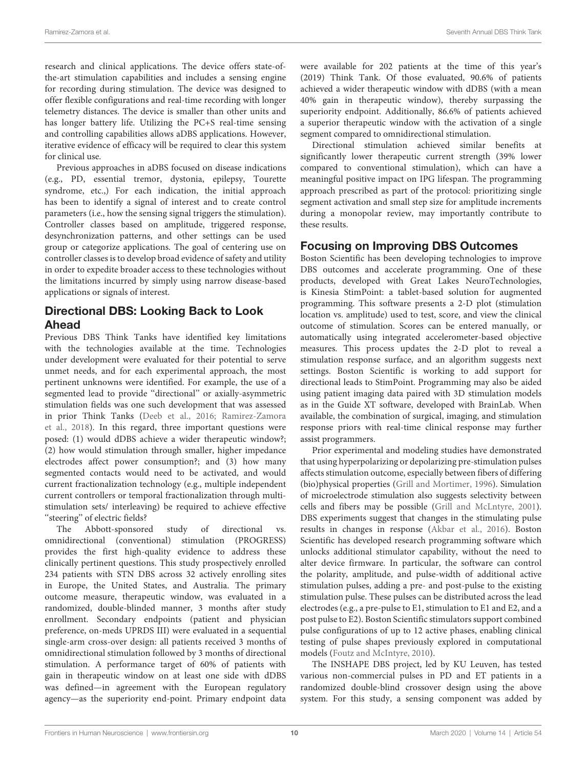research and clinical applications. The device offers state-of-the-art stimulation capabilities and includes a sensing engine for recording during stimulation. The device was designed to offer flexible configurations and real-time recording with longer telemetry distances. The device is smaller than other units and has longer battery life. Utilizing the PC+S real-time sensing and controlling capabilities allows aDBS applications. However, iterative evidence of efficacy will be required to clear this system for clinical use.

Previous approaches in aDBS focused on disease indications (e.g., PD, essential tremor, dystonia, epilepsy, Tourette syndrome, etc.,) For each indication, the initial approach has been to identify a signal of interest and to create control parameters (i.e., how the sensing signal triggers the stimulation). Controller classes based on amplitude, triggered response, desynchronization patterns, and other settings can be used group or categorize applications. The goal of centering use on controller classes is to develop broad evidence of safety and utility in order to expedite broader access to these technologies without the limitations incurred by simply using narrow disease-based applications or signals of interest.

## Directional DBS: Looking Back to Look Ahead

Previous DBS Think Tanks have identified key limitations with the technologies available at the time. Technologies under development were evaluated for their potential to serve unmet needs, and for each experimental approach, the most pertinent unknowns were identified. For example, the use of a segmented lead to provide "directional" or axially-asymmetric stimulation fields was one such development that was assessed in prior Think Tanks (Deeb et al., 2016; Ramirez-Zamora et al., 2018). In this regard, three important questions were posed: (1) would dDBS achieve a wider therapeutic window?; (2) how would stimulation through smaller, higher impedance electrodes affect power consumption?; and (3) how many segmented contacts would need to be activated, and would current fractionalization technology (e.g., multiple independent current controllers or temporal fractionalization through multi-stimulation sets/ interleaving) be required to achieve effective "steering" of electric fields?

The Abbott-sponsored study of directional vs. omnidirectional (conventional) stimulation (PROGRESS) provides the first high-quality evidence to address these clinically pertinent questions. This study prospectively enrolled 234 patients with STN DBS across 32 actively enrolling sites in Europe, the United States, and Australia. The primary outcome measure, therapeutic window, was evaluated in a randomized, double-blinded manner, 3 months after study enrollment. Secondary endpoints (patient and physician preference, on-meds UPRDS III) were evaluated in a sequential single-arm cross-over design: all patients received 3 months of omnidirectional stimulation followed by 3 months of directional stimulation. A performance target of 60% of patients with gain in therapeutic window on at least one side with dDBS was defined—in agreement with the European regulatory agency—as the superiority end-point. Primary endpoint data were available for 202 patients at the time of this year's (2019) Think Tank. Of those evaluated, 90.6% of patients achieved a wider therapeutic window with dDBS (with a mean 40% gain in therapeutic window), thereby surpassing the superiority endpoint. Additionally, 86.6% of patients achieved a superior therapeutic window with the activation of a single segment compared to omnidirectional stimulation.

Directional stimulation achieved similar benefits at significantly lower therapeutic current strength (39% lower compared to conventional stimulation), which can have a meaningful positive impact on IPG lifespan. The programming approach prescribed as part of the protocol: prioritizing single segment activation and small step size for amplitude increments during a monopolar review, may importantly contribute to these results.

## Focusing on Improving DBS Outcomes

Boston Scientific has been developing technologies to improve DBS outcomes and accelerate programming. One of these products, developed with Great Lakes NeuroTechnologies, is Kinesia StimPoint: a tablet-based solution for augmented programming. This software presents a 2-D plot (stimulation location vs. amplitude) used to test, score, and view the clinical outcome of stimulation. Scores can be entered manually, or automatically using integrated accelerometer-based objective measures. This process updates the 2-D plot to reveal a stimulation response surface, and an algorithm suggests next settings. Boston Scientific is working to add support for directional leads to StimPoint. Programming may also be aided using patient imaging data paired with 3D stimulation models as in the Guide XT software, developed with BrainLab. When available, the combination of surgical, imaging, and stimulation response priors with real-time clinical response may further assist programmers.

Prior experimental and modeling studies have demonstrated that using hyperpolarizing or depolarizing pre-stimulation pulses affects stimulation outcome, especially between fibers of differing (bio)physical properties (Grill and Mortimer, 1996). Simulation of microelectrode stimulation also suggests selectivity between cells and fibers may be possible (Grill and McLntyre, 2001). DBS experiments suggest that changes in the stimulating pulse results in changes in response (Akbar et al., 2016). Boston Scientific has developed research programming software which unlocks additional stimulator capability, without the need to alter device firmware. In particular, the software can control the polarity, amplitude, and pulse-width of additional active stimulation pulses, adding a pre- and post-pulse to the existing stimulation pulse. These pulses can be distributed across the lead electrodes (e.g., a pre-pulse to E1, stimulation to E1 and E2, and a post pulse to E2). Boston Scientific stimulators support combined pulse configurations of up to 12 active phases, enabling clinical testing of pulse shapes previously explored in computational models (Foutz and McIntyre, 2010).

The INSHAPE DBS project, led by KU Leuven, has tested various non-commercial pulses in PD and ET patients in a randomized double-blind crossover design using the above system. For this study, a sensing component was added by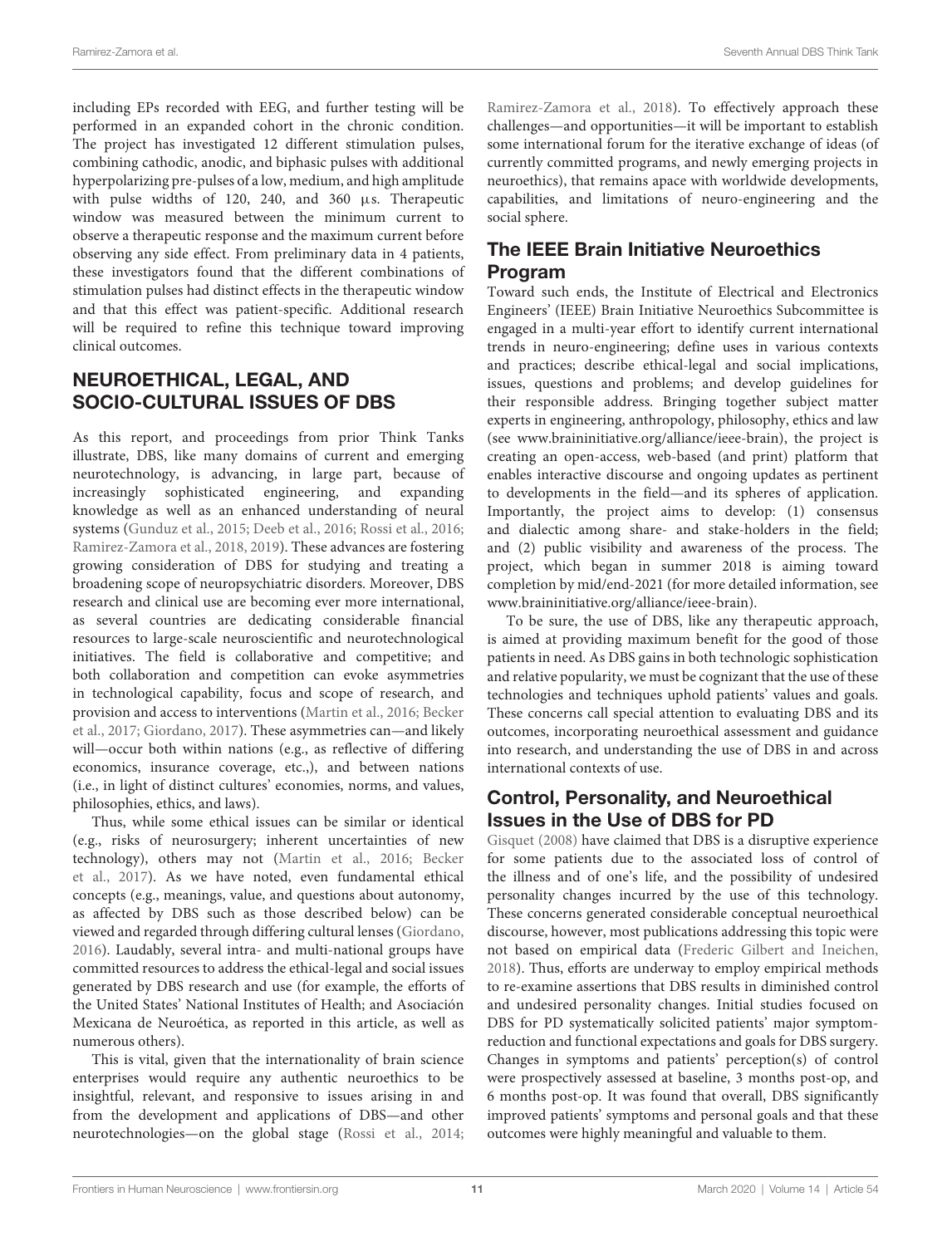including EPs recorded with EEG, and further testing will be performed in an expanded cohort in the chronic condition. The project has investigated 12 different stimulation pulses, combining cathodic, anodic, and biphasic pulses with additional hyperpolarizing pre-pulses of a low, medium, and high amplitude with pulse widths of 120, 240, and 360 μs. Therapeutic window was measured between the minimum current to observe a therapeutic response and the maximum current before observing any side effect. From preliminary data in 4 patients, these investigators found that the different combinations of stimulation pulses had distinct effects in the therapeutic window and that this effect was patient-specific. Additional research will be required to refine this technique toward improving clinical outcomes.

## NEUROETHICAL, LEGAL, AND SOCIO-CULTURAL ISSUES OF DBS

As this report, and proceedings from prior Think Tanks illustrate, DBS, like many domains of current and emerging neurotechnology, is advancing, in large part, because of increasingly sophisticated engineering, and expanding knowledge as well as an enhanced understanding of neural systems (Gunduz et al., 2015; Deeb et al., 2016; Rossi et al., 2016; Ramirez-Zamora et al., 2018, 2019). These advances are fostering growing consideration of DBS for studying and treating a broadening scope of neuropsychiatric disorders. Moreover, DBS research and clinical use are becoming ever more international, as several countries are dedicating considerable financial resources to large-scale neuroscientific and neurotechnological initiatives. The field is collaborative and competitive; and both collaboration and competition can evoke asymmetries in technological capability, focus and scope of research, and provision and access to interventions (Martin et al., 2016; Becker et al., 2017; Giordano, 2017). These asymmetries can—and likely will—occur both within nations (e.g., as reflective of differing economics, insurance coverage, etc.,), and between nations (i.e., in light of distinct cultures' economies, norms, and values, philosophies, ethics, and laws).

Thus, while some ethical issues can be similar or identical (e.g., risks of neurosurgery; inherent uncertainties of new technology), others may not (Martin et al., 2016; Becker et al., 2017). As we have noted, even fundamental ethical concepts (e.g., meanings, value, and questions about autonomy, as affected by DBS such as those described below) can be viewed and regarded through differing cultural lenses (Giordano, 2016). Laudably, several intra- and multi-national groups have committed resources to address the ethical-legal and social issues generated by DBS research and use (for example, the efforts of the United States' National Institutes of Health; and Asociación Mexicana de Neuroética, as reported in this article, as well as numerous others).

This is vital, given that the internationality of brain science enterprises would require any authentic neuroethics to be insightful, relevant, and responsive to issues arising in and from the development and applications of DBS—and other neurotechnologies—on the global stage (Rossi et al., 2014; Ramirez-Zamora et al., 2018). To effectively approach these challenges—and opportunities—it will be important to establish some international forum for the iterative exchange of ideas (of currently committed programs, and newly emerging projects in neuroethics), that remains apace with worldwide developments, capabilities, and limitations of neuro-engineering and the social sphere.

### The IEEE Brain Initiative Neuroethics Program

Toward such ends, the Institute of Electrical and Electronics Engineers' (IEEE) Brain Initiative Neuroethics Subcommittee is engaged in a multi-year effort to identify current international trends in neuro-engineering; define uses in various contexts and practices; describe ethical-legal and social implications, issues, questions and problems; and develop guidelines for their responsible address. Bringing together subject matter experts in engineering, anthropology, philosophy, ethics and law (see www.braininitiative.org/alliance/ieee-brain), the project is creating an open-access, web-based (and print) platform that enables interactive discourse and ongoing updates as pertinent to developments in the field—and its spheres of application. Importantly, the project aims to develop: (1) consensus and dialectic among share- and stake-holders in the field; and (2) public visibility and awareness of the process. The project, which began in summer 2018 is aiming toward completion by mid/end-2021 (for more detailed information, see www.braininitiative.org/alliance/ieee-brain).

To be sure, the use of DBS, like any therapeutic approach, is aimed at providing maximum benefit for the good of those patients in need. As DBS gains in both technologic sophistication and relative popularity, we must be cognizant that the use of these technologies and techniques uphold patients' values and goals. These concerns call special attention to evaluating DBS and its outcomes, incorporating neuroethical assessment and guidance into research, and understanding the use of DBS in and across international contexts of use.

### Control, Personality, and Neuroethical Issues in the Use of DBS for PD

Gisquet (2008) have claimed that DBS is a disruptive experience for some patients due to the associated loss of control of the illness and of one's life, and the possibility of undesired personality changes incurred by the use of this technology. These concerns generated considerable conceptual neuroethical discourse, however, most publications addressing this topic were not based on empirical data (Frederic Gilbert and Ineichen, 2018). Thus, efforts are underway to employ empirical methods to re-examine assertions that DBS results in diminished control and undesired personality changes. Initial studies focused on DBS for PD systematically solicited patients' major symptom-reduction and functional expectations and goals for DBS surgery. Changes in symptoms and patients' perception(s) of control were prospectively assessed at baseline, 3 months post-op, and 6 months post-op. It was found that overall, DBS significantly improved patients' symptoms and personal goals and that these outcomes were highly meaningful and valuable to them.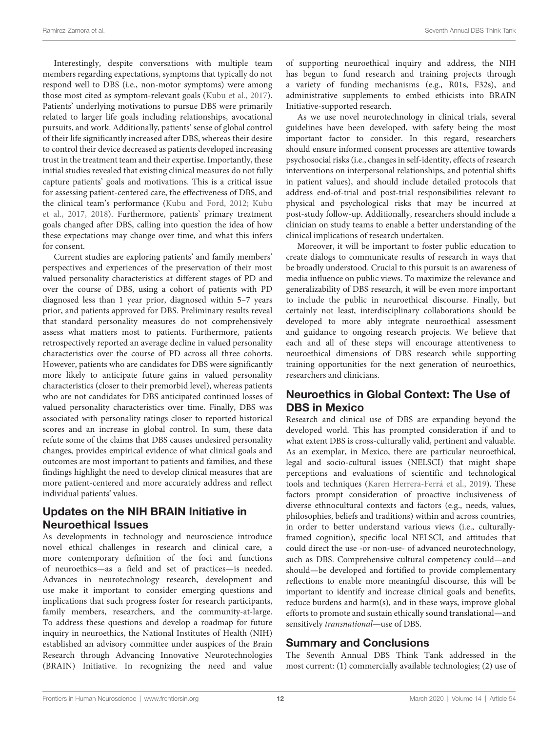Interestingly, despite conversations with multiple team members regarding expectations, symptoms that typically do not respond well to DBS (i.e., non-motor symptoms) were among those most cited as symptom-relevant goals (Kubu et al., 2017). Patients' underlying motivations to pursue DBS were primarily related to larger life goals including relationships, avocational pursuits, and work. Additionally, patients' sense of global control of their life significantly increased after DBS, whereas their desire to control their device decreased as patients developed increasing trust in the treatment team and their expertise. Importantly, these initial studies revealed that existing clinical measures do not fully capture patients' goals and motivations. This is a critical issue for assessing patient-centered care, the effectiveness of DBS, and the clinical team's performance (Kubu and Ford, 2012; Kubu et al., 2017, 2018). Furthermore, patients' primary treatment goals changed after DBS, calling into question the idea of how these expectations may change over time, and what this infers for consent.

Current studies are exploring patients' and family members' perspectives and experiences of the preservation of their most valued personality characteristics at different stages of PD and over the course of DBS, using a cohort of patients with PD diagnosed less than 1 year prior, diagnosed within 5–7 years prior, and patients approved for DBS. Preliminary results reveal that standard personality measures do not comprehensively assess what matters most to patients. Furthermore, patients retrospectively reported an average decline in valued personality characteristics over the course of PD across all three cohorts. However, patients who are candidates for DBS were significantly more likely to anticipate future gains in valued personality characteristics (closer to their premorbid level), whereas patients who are not candidates for DBS anticipated continued losses of valued personality characteristics over time. Finally, DBS was associated with personality ratings closer to reported historical scores and an increase in global control. In sum, these data refute some of the claims that DBS causes undesired personality changes, provides empirical evidence of what clinical goals and outcomes are most important to patients and families, and these findings highlight the need to develop clinical measures that are more patient-centered and more accurately address and reflect individual patients' values.

## Updates on the NIH BRAIN Initiative in Neuroethical Issues

As developments in technology and neuroscience introduce novel ethical challenges in research and clinical care, a more contemporary definition of the foci and functions of neuroethics—as a field and set of practices—is needed. Advances in neurotechnology research, development and use make it important to consider emerging questions and implications that such progress foster for research participants, family members, researchers, and the community-at-large. To address these questions and develop a roadmap for future inquiry in neuroethics, the National Institutes of Health (NIH) established an advisory committee under auspices of the Brain Research through Advancing Innovative Neurotechnologies (BRAIN) Initiative. In recognizing the need and value of supporting neuroethical inquiry and address, the NIH has begun to fund research and training projects through a variety of funding mechanisms (e.g., R01s, F32s), and administrative supplements to embed ethicists into BRAIN Initiative-supported research.

As we use novel neurotechnology in clinical trials, several guidelines have been developed, with safety being the most important factor to consider. In this regard, researchers should ensure informed consent processes are attentive towards psychosocial risks (i.e., changes in self-identity, effects of research interventions on interpersonal relationships, and potential shifts in patient values), and should include detailed protocols that address end-of-trial and post-trial responsibilities relevant to physical and psychological risks that may be incurred at post-study follow-up. Additionally, researchers should include a clinician on study teams to enable a better understanding of the clinical implications of research undertaken.

Moreover, it will be important to foster public education to create dialogs to communicate results of research in ways that be broadly understood. Crucial to this pursuit is an awareness of media influence on public views. To maximize the relevance and generalizability of DBS research, it will be even more important to include the public in neuroethical discourse. Finally, but certainly not least, interdisciplinary collaborations should be developed to more ably integrate neuroethical assessment and guidance to ongoing research projects. We believe that each and all of these steps will encourage attentiveness to neuroethical dimensions of DBS research while supporting training opportunities for the next generation of neuroethics, researchers and clinicians.

## Neuroethics in Global Context: The Use of DBS in Mexico

Research and clinical use of DBS are expanding beyond the developed world. This has prompted consideration if and to what extent DBS is cross-culturally valid, pertinent and valuable. As an exemplar, in Mexico, there are particular neuroethical, legal and socio-cultural issues (NELSCI) that might shape perceptions and evaluations of scientific and technological tools and techniques (Karen Herrera-Ferrá et al., 2019). These factors prompt consideration of proactive inclusiveness of diverse ethnocultural contexts and factors (e.g., needs, values, philosophies, beliefs and traditions) within and across countries, in order to better understand various views (i.e., culturally-framed cognition), specific local NELSCI, and attitudes that could direct the use -or non-use- of advanced neurotechnology, such as DBS. Comprehensive cultural competency could—and should—be developed and fortified to provide complementary reflections to enable more meaningful discourse, this will be important to identify and increase clinical goals and benefits, reduce burdens and harm(s), and in these ways, improve global efforts to promote and sustain ethically sound translational—and sensitively *transnational*—use of DBS.

## Summary and Conclusions

The Seventh Annual DBS Think Tank addressed in the most current: (1) commercially available technologies; (2) use of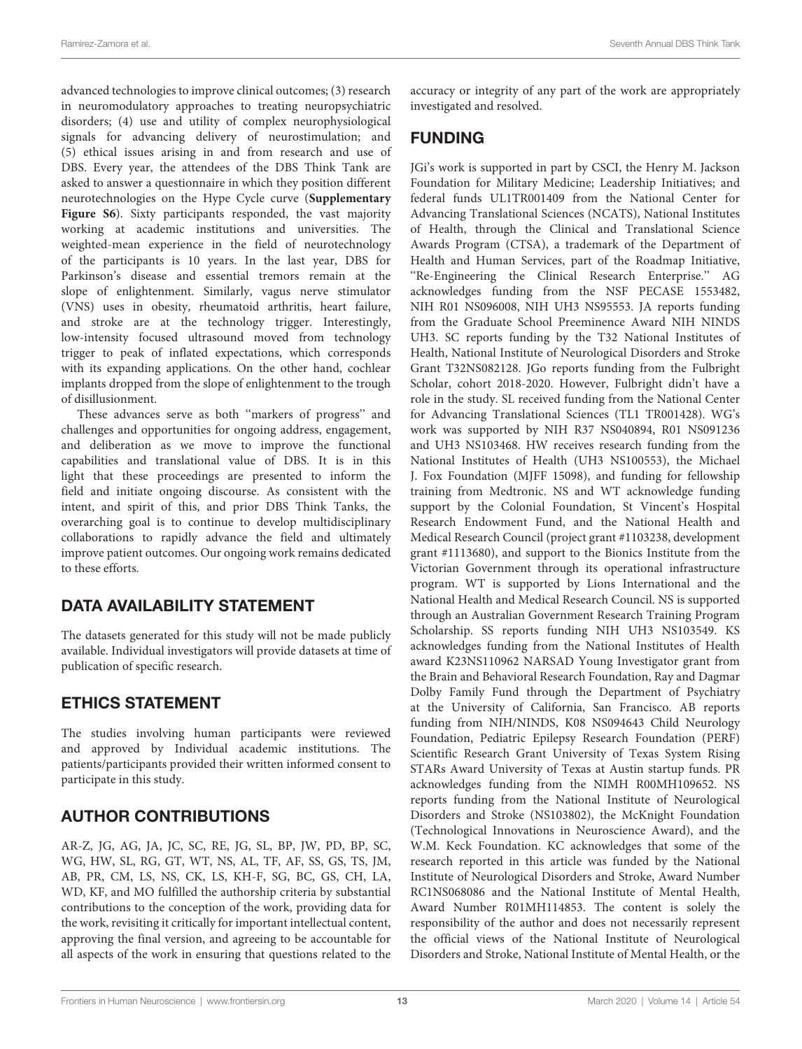advanced technologies to improve clinical outcomes; (3) research in neuromodulatory approaches to treating neuropsychiatric disorders; (4) use and utility of complex neurophysiological signals for advancing delivery of neurostimulation; and (5) ethical issues arising in and from research and use of DBS. Every year, the attendees of the DBS Think Tank are asked to answer a questionnaire in which they position different neurotechnologies on the Hype Cycle curve (**Supplementary Figure S6**). Sixty participants responded, the vast majority working at academic institutions and universities. The weighted-mean experience in the field of neurotechnology of the participants is 10 years. In the last year, DBS for Parkinson's disease and essential tremors remain at the slope of enlightenment. Similarly, vagus nerve stimulator (VNS) uses in obesity, rheumatoid arthritis, heart failure, and stroke are at the technology trigger. Interestingly, low-intensity focused ultrasound moved from technology trigger to peak of inflated expectations, which corresponds with its expanding applications. On the other hand, cochlear implants dropped from the slope of enlightenment to the trough of disillusionment.

These advances serve as both "markers of progress" and challenges and opportunities for ongoing address, engagement, and deliberation as we move to improve the functional capabilities and translational value of DBS. It is in this light that these proceedings are presented to inform the field and initiate ongoing discourse. As consistent with the intent, and spirit of this, and prior DBS Think Tanks, the overarching goal is to continue to develop multidisciplinary collaborations to rapidly advance the field and ultimately improve patient outcomes. Our ongoing work remains dedicated to these efforts.

## DATA AVAILABILITY STATEMENT

The datasets generated for this study will not be made publicly available. Individual investigators will provide datasets at time of publication of specific research.

## ETHICS STATEMENT

The studies involving human participants were reviewed and approved by Individual academic institutions. The patients/participants provided their written informed consent to participate in this study.

## AUTHOR CONTRIBUTIONS

AR-Z, JG, AG, JA, JC, SC, RE, JG, SL, BP, JW, PD, BP, SC, WG, HW, SL, RG, GT, WT, NS, AL, TF, AF, SS, GS, TS, JM, AB, PR, CM, LS, NS, CK, LS, KH-F, SG, BC, GS, CH, LA, WD, KF, and MO fulfilled the authorship criteria by substantial contributions to the conception of the work, providing data for the work, revisiting it critically for important intellectual content, approving the final version, and agreeing to be accountable for all aspects of the work in ensuring that questions related to the accuracy or integrity of any part of the work are appropriately investigated and resolved.

## FUNDING

JGi's work is supported in part by CSCI, the Henry M. Jackson Foundation for Military Medicine; Leadership Initiatives; and federal funds UL1TR001409 from the National Center for Advancing Translational Sciences (NCATS), National Institutes of Health, through the Clinical and Translational Science Awards Program (CTSA), a trademark of the Department of Health and Human Services, part of the Roadmap Initiative, "Re-Engineering the Clinical Research Enterprise." AG acknowledges funding from the NSF PECASE 1553482, NIH R01 NS096008, NIH UH3 NS95553. JA reports funding from the Graduate School Preeminence Award NIH NINDS UH3. SC reports funding by the T32 National Institutes of Health, National Institute of Neurological Disorders and Stroke Grant T32NS082128. JGo reports funding from the Fulbright Scholar, cohort 2018-2020. However, Fulbright didn't have a role in the study. SL received funding from the National Center for Advancing Translational Sciences (TL1 TR001428). WG's work was supported by NIH R37 NS040894, R01 NS091236 and UH3 NS103468. HW receives research funding from the National Institutes of Health (UH3 NS100553), the Michael J. Fox Foundation (MJFF 15098), and funding for fellowship training from Medtronic. NS and WT acknowledge funding support by the Colonial Foundation, St Vincent's Hospital Research Endowment Fund, and the National Health and Medical Research Council (project grant #1103238, development grant #1113680), and support to the Bionics Institute from the Victorian Government through its operational infrastructure program. WT is supported by Lions International and the National Health and Medical Research Council. NS is supported through an Australian Government Research Training Program Scholarship. SS reports funding NIH UH3 NS103549. KS acknowledges funding from the National Institutes of Health award K23NS110962 NARSAD Young Investigator grant from the Brain and Behavioral Research Foundation, Ray and Dagmar Dolby Family Fund through the Department of Psychiatry at the University of California, San Francisco. AB reports funding from NIH/NINDS, K08 NS094643 Child Neurology Foundation, Pediatric Epilepsy Research Foundation (PERF) Scientific Research Grant University of Texas System Rising STARs Award University of Texas at Austin startup funds. PR acknowledges funding from the NIMH R00MH109652. NS reports funding from the National Institute of Neurological Disorders and Stroke (NS103802), the McKnight Foundation (Technological Innovations in Neuroscience Award), and the W.M. Keck Foundation. KC acknowledges that some of the research reported in this article was funded by the National Institute of Neurological Disorders and Stroke, Award Number RC1NS068086 and the National Institute of Mental Health, Award Number R01MH114853. The content is solely the responsibility of the author and does not necessarily represent the official views of the National Institute of Neurological Disorders and Stroke, National Institute of Mental Health, or the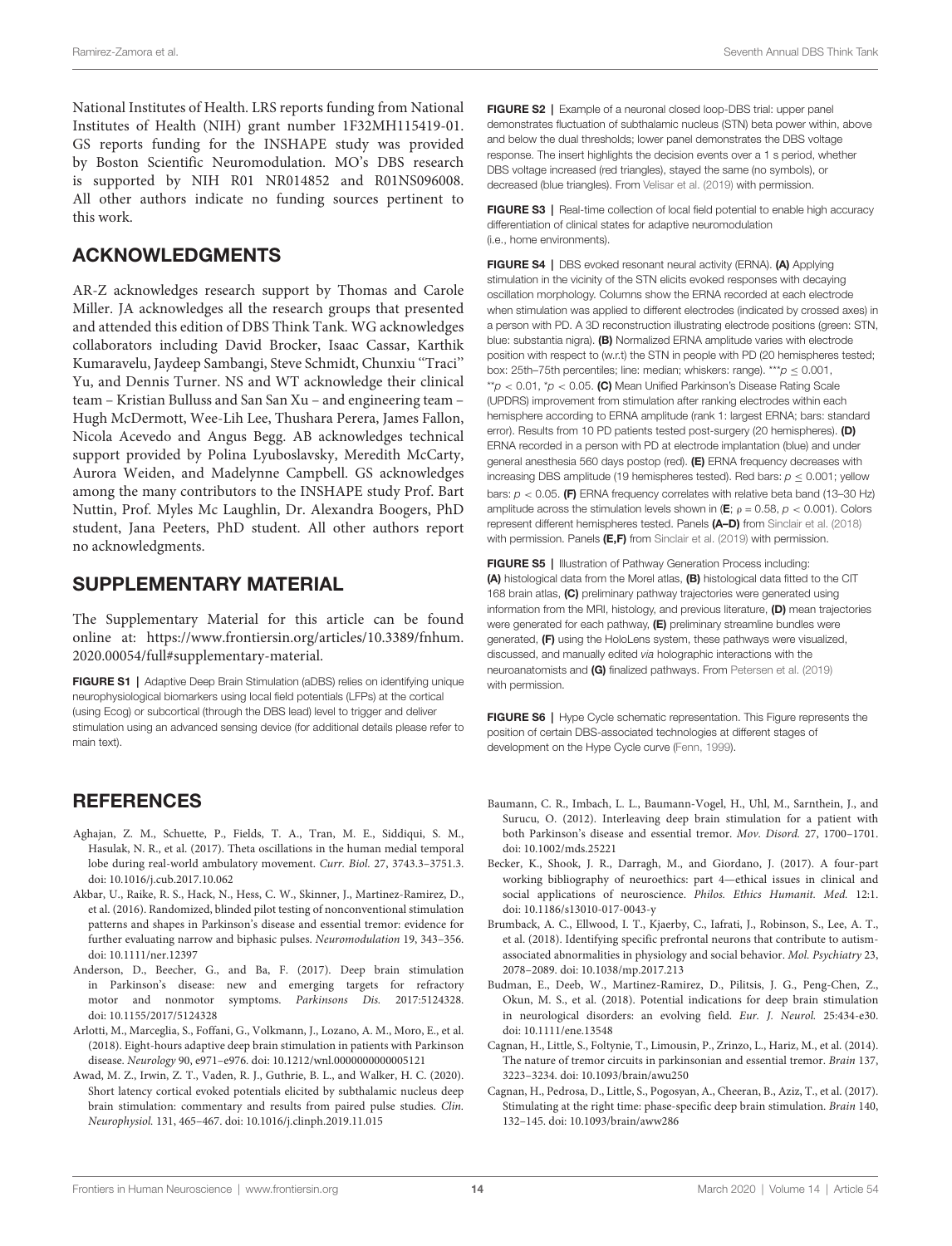National Institutes of Health. LRS reports funding from National Institutes of Health (NIH) grant number 1F32MH115419-01. GS reports funding for the INSHAPE study was provided by Boston Scientific Neuromodulation. MO's DBS research is supported by NIH R01 NR014852 and R01NS096008. All other authors indicate no funding sources pertinent to this work.

## ACKNOWLEDGMENTS

AR-Z acknowledges research support by Thomas and Carole Miller. JA acknowledges all the research groups that presented and attended this edition of DBS Think Tank. WG acknowledges collaborators including David Brocker, Isaac Cassar, Karthik Kumaravelu, Jaydeep Sambangi, Steve Schmidt, Chunxiu "Traci" Yu, and Dennis Turner. NS and WT acknowledge their clinical team – Kristian Bulluss and San San Xu – and engineering team – Hugh McDermott, Wee-Lih Lee, Thushara Perera, James Fallon, Nicola Acevedo and Angus Begg. AB acknowledges technical support provided by Polina Lyuboslavsky, Meredith McCarty, Aurora Weiden, and Madelynne Campbell. GS acknowledges among the many contributors to the INSHAPE study Prof. Bart Nuttin, Prof. Myles Mc Laughlin, Dr. Alexandra Boogers, PhD student, Jana Peeters, PhD student. All other authors report no acknowledgments.

## SUPPLEMENTARY MATERIAL

The Supplementary Material for this article can be found online at: https://www.frontiersin.org/articles/10.3389/fnhum.2020.00054/full#supplementary-material.

**FIGURE S1 |** Adaptive Deep Brain Stimulation (aDBS) relies on identifying unique neurophysiological biomarkers using local field potentials (LFPs) at the cortical (using Ecog) or subcortical (through the DBS lead) level to trigger and deliver stimulation using an advanced sensing device (for additional details please refer to main text).

**FIGURE S2 |** Example of a neuronal closed loop-DBS trial: upper panel demonstrates fluctuation of subthalamic nucleus (STN) beta power within, above and below the dual thresholds; lower panel demonstrates the DBS voltage response. The insert highlights the decision events over a 1 s period, whether DBS voltage increased (red triangles), stayed the same (no symbols), or decreased (blue triangles). From Velisar et al. (2019) with permission.

**FIGURE S3 |** Real-time collection of local field potential to enable high accuracy differentiation of clinical states for adaptive neuromodulation (i.e., home environments).

**FIGURE S4 |** DBS evoked resonant neural activity (ERNA). **(A)** Applying stimulation in the vicinity of the STN elicits evoked responses with decaying oscillation morphology. Columns show the ERNA recorded at each electrode when stimulation was applied to different electrodes (indicated by crossed axes) in a person with PD. A 3D reconstruction illustrating electrode positions (green: STN, blue: substantia nigra). **(B)** Normalized ERNA amplitude varies with electrode position with respect to (w.r.t) the STN in people with PD (20 hemispheres tested; box: 25th–75th percentiles; line: median; whiskers: range). $^{***}p \leq 0.001$, $^{**}p < 0.01$, $^{*}p < 0.05$. **(C)** Mean Unified Parkinson's Disease Rating Scale (UPDRS) improvement from stimulation after ranking electrodes within each hemisphere according to ERNA amplitude (rank 1: largest ERNA; bars: standard error). Results from 10 PD patients tested post-surgery (20 hemispheres). **(D)** ERNA recorded in a person with PD at electrode implantation (blue) and under general anesthesia 560 days postop (red). **(E)** ERNA frequency decreases with increasing DBS amplitude (19 hemispheres tested). Red bars: $p \leq 0.001$; yellow bars: $p < 0.05$. **(F)** ERNA frequency correlates with relative beta band (13–30 Hz) amplitude across the stimulation levels shown in (**E**; $\rho = 0.58$, $p < 0.001$). Colors represent different hemispheres tested. Panels **(A–D)** from Sinclair et al. (2018) with permission. Panels **(E,F)** from Sinclair et al. (2019) with permission.

**FIGURE S5 |** Illustration of Pathway Generation Process including: **(A)** histological data from the Morel atlas, **(B)** histological data fitted to the CIT 168 brain atlas, **(C)** preliminary pathway trajectories were generated using information from the MRI, histology, and previous literature, **(D)** mean trajectories were generated for each pathway, **(E)** preliminary streamline bundles were generated, **(F)** using the HoloLens system, these pathways were visualized, discussed, and manually edited *via* holographic interactions with the neuroanatomists and **(G)** finalized pathways. From Petersen et al. (2019) with permission.

**FIGURE S6 |** Hype Cycle schematic representation. This Figure represents the position of certain DBS-associated technologies at different stages of development on the Hype Cycle curve (Fenn, 1999).

## REFERENCES

Aghajan, Z. M., Schuette, P., Fields, T. A., Tran, M. E., Siddiqui, S. M., Hasulak, N. R., et al. (2017). Theta oscillations in the human medial temporal lobe during real-world ambulatory movement. *Curr. Biol.* 27, 3743.3–3751.3. doi: 10.1016/j.cub.2017.10.062

Akbar, U., Raike, R. S., Hack, N., Hess, C. W., Skinner, J., Martinez-Ramirez, D., et al. (2016). Randomized, blinded pilot testing of nonconventional stimulation patterns and shapes in Parkinson's disease and essential tremor: evidence for further evaluating narrow and biphasic pulses. *Neuromodulation* 19, 343–356. doi: 10.1111/ner.12397

Anderson, D., Beecher, G., and Ba, F. (2017). Deep brain stimulation in Parkinson's disease: new and emerging targets for refractory motor and nonmotor symptoms. *Parkinsons Dis.* 2017:5124328. doi: 10.1155/2017/5124328

Arlotti, M., Marceglia, S., Foffani, G., Volkmann, J., Lozano, A. M., Moro, E., et al. (2018). Eight-hours adaptive deep brain stimulation in patients with Parkinson disease. *Neurology* 90, e971–e976. doi: 10.1212/wnl.0000000000005121

Awad, M. Z., Irwin, Z. T., Vaden, R. J., Guthrie, B. L., and Walker, H. C. (2020). Short latency cortical evoked potentials elicited by subthalamic nucleus deep brain stimulation: commentary and results from paired pulse studies. *Clin. Neurophysiol.* 131, 465–467. doi: 10.1016/j.clinph.2019.11.015

Baumann, C. R., Imbach, L. L., Baumann-Vogel, H., Uhl, M., Sarnthein, J., and Surucu, O. (2012). Interleaving deep brain stimulation for a patient with both Parkinson's disease and essential tremor. *Mov. Disord.* 27, 1700–1701. doi: 10.1002/mds.25221

Becker, K., Shook, J. R., Darragh, M., and Giordano, J. (2017). A four-part working bibliography of neuroethics: part 4—ethical issues in clinical and social applications of neuroscience. *Philos. Ethics Humanit. Med.* 12:1. doi: 10.1186/s13010-017-0043-y

Brumback, A. C., Ellwood, I. T., Kjaerby, C., Iafrati, J., Robinson, S., Lee, A. T., et al. (2018). Identifying specific prefrontal neurons that contribute to autism-associated abnormalities in physiology and social behavior. *Mol. Psychiatry* 23, 2078–2089. doi: 10.1038/mp.2017.213

Budman, E., Deeb, W., Martinez-Ramirez, D., Pilitsis, J. G., Peng-Chen, Z., Okun, M. S., et al. (2018). Potential indications for deep brain stimulation in neurological disorders: an evolving field. *Eur. J. Neurol.* 25:434-e30. doi: 10.1111/ene.13548

Cagnan, H., Little, S., Foltynie, T., Limousin, P., Zrinzo, L., Hariz, M., et al. (2014). The nature of tremor circuits in parkinsonian and essential tremor. *Brain* 137, 3223–3234. doi: 10.1093/brain/awu250

Cagnan, H., Pedrosa, D., Little, S., Pogosyan, A., Cheeran, B., Aziz, T., et al. (2017). Stimulating at the right time: phase-specific deep brain stimulation. *Brain* 140, 132–145. doi: 10.1093/brain/aww286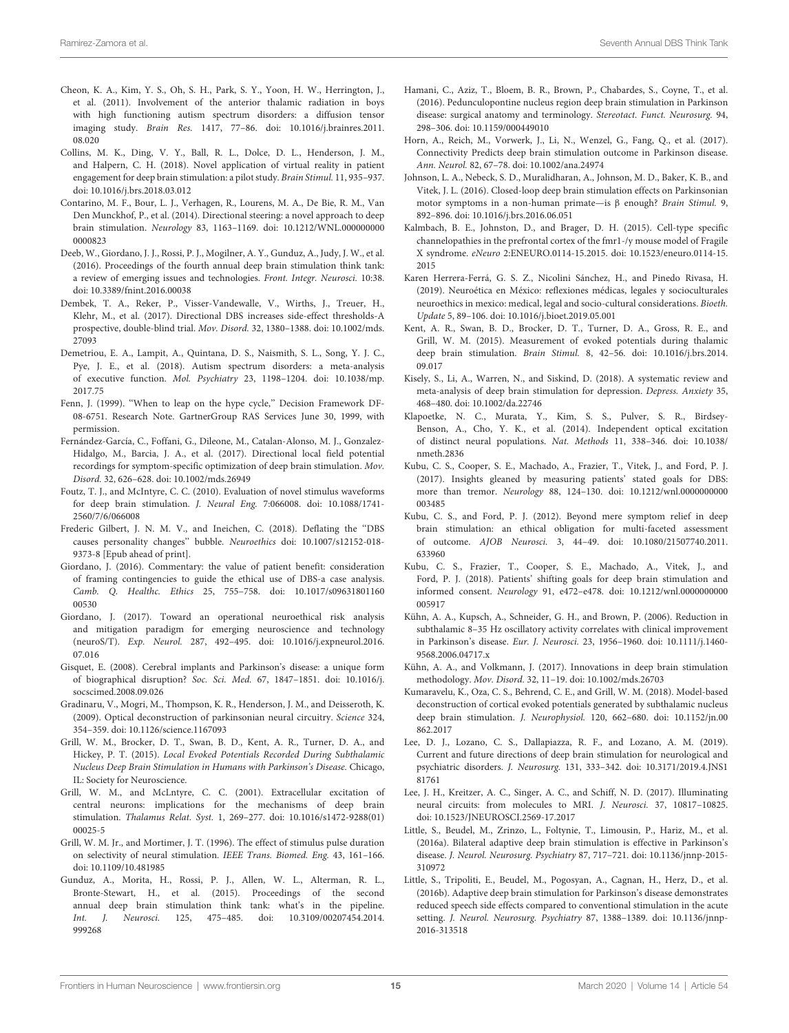Cheon, K. A., Kim, Y. S., Oh, S. H., Park, S. Y., Yoon, H. W., Herrington, J., et al. (2011). Involvement of the anterior thalamic radiation in boys with high functioning autism spectrum disorders: a diffusion tensor imaging study. *Brain Res.* 1417, 77–86. doi: 10.1016/j.brainres.2011.08.020

Collins, M. K., Ding, V. Y., Ball, R. L., Dolce, D. L., Henderson, J. M., and Halpern, C. H. (2018). Novel application of virtual reality in patient engagement for deep brain stimulation: a pilot study. *Brain Stimul.* 11, 935–937. doi: 10.1016/j.brs.2018.03.012

Contarino, M. F., Bour, L. J., Verhagen, R., Lourens, M. A., De Bie, R. M., Van Den Munckhof, P., et al. (2014). Directional steering: a novel approach to deep brain stimulation. *Neurology* 83, 1163–1169. doi: 10.1212/WNL.0000000000000823

Deeb, W., Giordano, J. J., Rossi, P. J., Mogilner, A. Y., Gunduz, A., Judy, J. W., et al. (2016). Proceedings of the fourth annual deep brain stimulation think tank: a review of emerging issues and technologies. *Front. Integr. Neurosci.* 10:38. doi: 10.3389/fnint.2016.00038

Dembek, T. A., Reker, P., Visser-Vandewalle, V., Wirths, J., Treuer, H., Klehr, M., et al. (2017). Directional DBS increases side-effect thresholds-A prospective, double-blind trial. *Mov. Disord.* 32, 1380–1388. doi: 10.1002/mds.27093

Demetriou, E. A., Lampit, A., Quintana, D. S., Naismith, S. L., Song, Y. J. C., Pye, J. E., et al. (2018). Autism spectrum disorders: a meta-analysis of executive function. *Mol. Psychiatry* 23, 1198–1204. doi: 10.1038/mp.2017.75

Fenn, J. (1999). "When to leap on the hype cycle," Decision Framework DF-08-6751. Research Note. GartnerGroup RAS Services June 30, 1999, with permission.

Fernández-García, C., Foffani, G., Dileone, M., Catalan-Alonso, M. J., Gonzalez-Hidalgo, M., Barcia, J. A., et al. (2017). Directional local field potential recordings for symptom-specific optimization of deep brain stimulation. *Mov. Disord.* 32, 626–628. doi: 10.1002/mds.26949

Foutz, T. J., and McIntyre, C. C. (2010). Evaluation of novel stimulus waveforms for deep brain stimulation. *J. Neural Eng.* 7:066008. doi: 10.1088/1741-2560/7/6/066008

Frederic Gilbert, J. N. M. V., and Ineichen, C. (2018). Deflating the "DBS causes personality changes" bubble. *Neuroethics* doi: 10.1007/s12152-018-9373-8 [Epub ahead of print].

Giordano, J. (2016). Commentary: the value of patient benefit: consideration of framing contingencies to guide the ethical use of DBS-a case analysis. *Camb. Q. Healthc. Ethics* 25, 755–758. doi: 10.1017/s0963180116000530

Giordano, J. (2017). Toward an operational neuroethical risk analysis and mitigation paradigm for emerging neuroscience and technology (neuroS/T). *Exp. Neurol.* 287, 492–495. doi: 10.1016/j.expneurol.2016.07.016

Gisquet, E. (2008). Cerebral implants and Parkinson's disease: a unique form of biographical disruption? *Soc. Sci. Med.* 67, 1847–1851. doi: 10.1016/j.socscimed.2008.09.026

Gradinaru, V., Mogri, M., Thompson, K. R., Henderson, J. M., and Deisseroth, K. (2009). Optical deconstruction of parkinsonian neural circuitry. *Science* 324, 354–359. doi: 10.1126/science.1167093

Grill, W. M., Brocker, D. T., Swan, B. D., Kent, A. R., Turner, D. A., and Hickey, P. T. (2015). *Local Evoked Potentials Recorded During Subthalamic Nucleus Deep Brain Stimulation in Humans with Parkinson's Disease.* Chicago, IL: Society for Neuroscience.

Grill, W. M., and McLntyre, C. C. (2001). Extracellular excitation of central neurons: implications for the mechanisms of deep brain stimulation. *Thalamus Relat. Syst.* 1, 269–277. doi: 10.1016/s1472-9288(01)00025-5

Grill, W. M. Jr., and Mortimer, J. T. (1996). The effect of stimulus pulse duration on selectivity of neural stimulation. *IEEE Trans. Biomed. Eng.* 43, 161–166. doi: 10.1109/10.481985

Gunduz, A., Morita, H., Rossi, P. J., Allen, W. L., Alterman, R. L., Bronte-Stewart, H., et al. (2015). Proceedings of the second annual deep brain stimulation think tank: what's in the pipeline. *Int. J. Neurosci.* 125, 475–485. doi: 10.3109/00207454.2014.999268

Hamani, C., Aziz, T., Bloem, B. R., Brown, P., Chabardes, S., Coyne, T., et al. (2016). Pedunculopontine nucleus region deep brain stimulation in Parkinson disease: surgical anatomy and terminology. *Stereotact. Funct. Neurosurg.* 94, 298–306. doi: 10.1159/000449010

Horn, A., Reich, M., Vorwerk, J., Li, N., Wenzel, G., Fang, Q., et al. (2017). Connectivity Predicts deep brain stimulation outcome in Parkinson disease. *Ann. Neurol.* 82, 67–78. doi: 10.1002/ana.24974

Johnson, L. A., Nebeck, S. D., Muralidharan, A., Johnson, M. D., Baker, K. B., and Vitek, J. L. (2016). Closed-loop deep brain stimulation effects on Parkinsonian motor symptoms in a non-human primate—is β enough? *Brain Stimul.* 9, 892–896. doi: 10.1016/j.brs.2016.06.051

Kalmbach, B. E., Johnston, D., and Brager, D. H. (2015). Cell-type specific channelopathies in the prefrontal cortex of the fmr1-/y mouse model of Fragile X syndrome. *eNeuro* 2:ENEURO.0114-15.2015. doi: 10.1523/eneuro.0114-15.2015

Karen Herrera-Ferrá, G. S. Z., Nicolini Sánchez, H., and Pinedo Rivasa, H. (2019). Neuroética en México: reflexiones médicas, legales y socioculturales neuroethics in mexico: medical, legal and socio-cultural considerations. *Bioeth. Update* 5, 89–106. doi: 10.1016/j.bioet.2019.05.001

Kent, A. R., Swan, B. D., Brocker, D. T., Turner, D. A., Gross, R. E., and Grill, W. M. (2015). Measurement of evoked potentials during thalamic deep brain stimulation. *Brain Stimul.* 8, 42–56. doi: 10.1016/j.brs.2014.09.017

Kisely, S., Li, A., Warren, N., and Siskind, D. (2018). A systematic review and meta-analysis of deep brain stimulation for depression. *Depress. Anxiety* 35, 468–480. doi: 10.1002/da.22746

Klapoetke, N. C., Murata, Y., Kim, S. S., Pulver, S. R., Birdsey-Benson, A., Cho, Y. K., et al. (2014). Independent optical excitation of distinct neural populations. *Nat. Methods* 11, 338–346. doi: 10.1038/nmeth.2836

Kubu, C. S., Cooper, S. E., Machado, A., Frazier, T., Vitek, J., and Ford, P. J. (2017). Insights gleaned by measuring patients' stated goals for DBS: more than tremor. *Neurology* 88, 124–130. doi: 10.1212/wnl.0000000000003485

Kubu, C. S., and Ford, P. J. (2012). Beyond mere symptom relief in deep brain stimulation: an ethical obligation for multi-faceted assessment of outcome. *AJOB Neurosci.* 3, 44–49. doi: 10.1080/21507740.2011.633960

Kubu, C. S., Frazier, T., Cooper, S. E., Machado, A., Vitek, J., and Ford, P. J. (2018). Patients' shifting goals for deep brain stimulation and informed consent. *Neurology* 91, e472–e478. doi: 10.1212/wnl.0000000000005917

Kühn, A. A., Kupsch, A., Schneider, G. H., and Brown, P. (2006). Reduction in subthalamic 8–35 Hz oscillatory activity correlates with clinical improvement in Parkinson's disease. *Eur. J. Neurosci.* 23, 1956–1960. doi: 10.1111/j.1460-9568.2006.04717.x

Kühn, A. A., and Volkmann, J. (2017). Innovations in deep brain stimulation methodology. *Mov. Disord.* 32, 11–19. doi: 10.1002/mds.26703

Kumaravelu, K., Oza, C. S., Behrend, C. E., and Grill, W. M. (2018). Model-based deconstruction of cortical evoked potentials generated by subthalamic nucleus deep brain stimulation. *J. Neurophysiol.* 120, 662–680. doi: 10.1152/jn.00862.2017

Lee, D. J., Lozano, C. S., Dallapiazza, R. F., and Lozano, A. M. (2019). Current and future directions of deep brain stimulation for neurological and psychiatric disorders. *J. Neurosurg.* 131, 333–342. doi: 10.3171/2019.4.JNS181761

Lee, J. H., Kreitzer, A. C., Singer, A. C., and Schiff, N. D. (2017). Illuminating neural circuits: from molecules to MRI. *J. Neurosci.* 37, 10817–10825. doi: 10.1523/JNEUROSCI.2569-17.2017

Little, S., Beudel, M., Zrinzo, L., Foltynie, T., Limousin, P., Hariz, M., et al. (2016a). Bilateral adaptive deep brain stimulation is effective in Parkinson's disease. *J. Neurol. Neurosurg. Psychiatry* 87, 717–721. doi: 10.1136/jnnp-2015-310972

Little, S., Tripoliti, E., Beudel, M., Pogosyan, A., Cagnan, H., Herz, D., et al. (2016b). Adaptive deep brain stimulation for Parkinson's disease demonstrates reduced speech side effects compared to conventional stimulation in the acute setting. *J. Neurol. Neurosurg. Psychiatry* 87, 1388–1389. doi: 10.1136/jnnp-2016-313518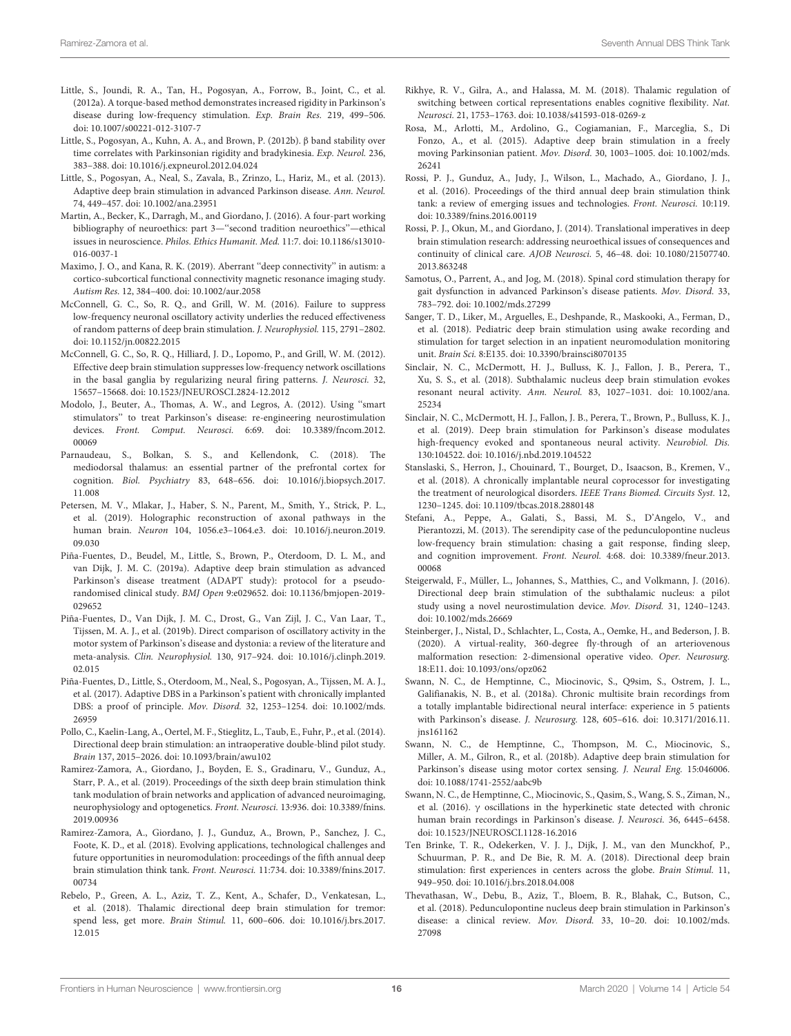Little, S., Joundi, R. A., Tan, H., Pogosyan, A., Forrow, B., Joint, C., et al. (2012a). A torque-based method demonstrates increased rigidity in Parkinson's disease during low-frequency stimulation. *Exp. Brain Res.* 219, 499–506. doi: 10.1007/s00221-012-3107-7

Little, S., Pogosyan, A., Kuhn, A. A., and Brown, P. (2012b). β band stability over time correlates with Parkinsonian rigidity and bradykinesia. *Exp. Neurol.* 236, 383–388. doi: 10.1016/j.expneurol.2012.04.024

Little, S., Pogosyan, A., Neal, S., Zavala, B., Zrinzo, L., Hariz, M., et al. (2013). Adaptive deep brain stimulation in advanced Parkinson disease. *Ann. Neurol.* 74, 449–457. doi: 10.1002/ana.23951

Martin, A., Becker, K., Darragh, M., and Giordano, J. (2016). A four-part working bibliography of neuroethics: part 3—"second tradition neuroethics"—ethical issues in neuroscience. *Philos. Ethics Humanit. Med.* 11:7. doi: 10.1186/s13010-016-0037-1

Maximo, J. O., and Kana, R. K. (2019). Aberrant "deep connectivity" in autism: a cortico-subcortical functional connectivity magnetic resonance imaging study. *Autism Res.* 12, 384–400. doi: 10.1002/aur.2058

McConnell, G. C., So, R. Q., and Grill, W. M. (2016). Failure to suppress low-frequency neuronal oscillatory activity underlies the reduced effectiveness of random patterns of deep brain stimulation. *J. Neurophysiol.* 115, 2791–2802. doi: 10.1152/jn.00822.2015

McConnell, G. C., So, R. Q., Hilliard, J. D., Lopomo, P., and Grill, W. M. (2012). Effective deep brain stimulation suppresses low-frequency network oscillations in the basal ganglia by regularizing neural firing patterns. *J. Neurosci.* 32, 15657–15668. doi: 10.1523/JNEUROSCI.2824-12.2012

Modolo, J., Beuter, A., Thomas, A. W., and Legros, A. (2012). Using "smart stimulators" to treat Parkinson's disease: re-engineering neurostimulation devices. *Front. Comput. Neurosci.* 6:69. doi: 10.3389/fncom.2012.00069

Parnaudeau, S., Bolkan, S. S., and Kellendonk, C. (2018). The mediodorsal thalamus: an essential partner of the prefrontal cortex for cognition. *Biol. Psychiatry* 83, 648–656. doi: 10.1016/j.biopsych.2017.11.008

Petersen, M. V., Mlakar, J., Haber, S. N., Parent, M., Smith, Y., Strick, P. L., et al. (2019). Holographic reconstruction of axonal pathways in the human brain. *Neuron* 104, 1056.e3–1064.e3. doi: 10.1016/j.neuron.2019.09.030

Piña-Fuentes, D., Beudel, M., Little, S., Brown, P., Oterdoom, D. L. M., and van Dijk, J. M. C. (2019a). Adaptive deep brain stimulation as advanced Parkinson's disease treatment (ADAPT study): protocol for a pseudo-randomised clinical study. *BMJ Open* 9:e029652. doi: 10.1136/bmjopen-2019-029652

Piña-Fuentes, D., Van Dijk, J. M. C., Drost, G., Van Zijl, J. C., Van Laar, T., Tijssen, M. A. J., et al. (2019b). Direct comparison of oscillatory activity in the motor system of Parkinson's disease and dystonia: a review of the literature and meta-analysis. *Clin. Neurophysiol.* 130, 917–924. doi: 10.1016/j.clinph.2019.02.015

Piña-Fuentes, D., Little, S., Oterdoom, M., Neal, S., Pogosyan, A., Tijssen, M. A. J., et al. (2017). Adaptive DBS in a Parkinson's patient with chronically implanted DBS: a proof of principle. *Mov. Disord.* 32, 1253–1254. doi: 10.1002/mds.26959

Pollo, C., Kaelin-Lang, A., Oertel, M. F., Stieglitz, L., Taub, E., Fuhr, P., et al. (2014). Directional deep brain stimulation: an intraoperative double-blind pilot study. *Brain* 137, 2015–2026. doi: 10.1093/brain/awu102

Ramirez-Zamora, A., Giordano, J., Boyden, E. S., Gradinaru, V., Gunduz, A., Starr, P. A., et al. (2019). Proceedings of the sixth deep brain stimulation think tank modulation of brain networks and application of advanced neuroimaging, neurophysiology and optogenetics. *Front. Neurosci.* 13:936. doi: 10.3389/fnins.2019.00936

Ramirez-Zamora, A., Giordano, J. J., Gunduz, A., Brown, P., Sanchez, J. C., Foote, K. D., et al. (2018). Evolving applications, technological challenges and future opportunities in neuromodulation: proceedings of the fifth annual deep brain stimulation think tank. *Front. Neurosci.* 11:734. doi: 10.3389/fnins.2017.00734

Rebelo, P., Green, A. L., Aziz, T. Z., Kent, A., Schafer, D., Venkatesan, L., et al. (2018). Thalamic directional deep brain stimulation for tremor: spend less, get more. *Brain Stimul.* 11, 600–606. doi: 10.1016/j.brs.2017.12.015

Rikhye, R. V., Gilra, A., and Halassa, M. M. (2018). Thalamic regulation of switching between cortical representations enables cognitive flexibility. *Nat. Neurosci.* 21, 1753–1763. doi: 10.1038/s41593-018-0269-z

Rosa, M., Arlotti, M., Ardolino, G., Cogiamanian, F., Marceglia, S., Di Fonzo, A., et al. (2015). Adaptive deep brain stimulation in a freely moving Parkinsonian patient. *Mov. Disord.* 30, 1003–1005. doi: 10.1002/mds.26241

Rossi, P. J., Gunduz, A., Judy, J., Wilson, L., Machado, A., Giordano, J. J., et al. (2016). Proceedings of the third annual deep brain stimulation think tank: a review of emerging issues and technologies. *Front. Neurosci.* 10:119. doi: 10.3389/fnins.2016.00119

Rossi, P. J., Okun, M., and Giordano, J. (2014). Translational imperatives in deep brain stimulation research: addressing neuroethical issues of consequences and continuity of clinical care. *AJOB Neurosci.* 5, 46–48. doi: 10.1080/21507740.2013.863248

Samotus, O., Parrent, A., and Jog, M. (2018). Spinal cord stimulation therapy for gait dysfunction in advanced Parkinson's disease patients. *Mov. Disord.* 33, 783–792. doi: 10.1002/mds.27299

Sanger, T. D., Liker, M., Arguelles, E., Deshpande, R., Maskooki, A., Ferman, D., et al. (2018). Pediatric deep brain stimulation using awake recording and stimulation for target selection in an inpatient neuromodulation monitoring unit. *Brain Sci.* 8:E135. doi: 10.3390/brainsci8070135

Sinclair, N. C., McDermott, H. J., Bulluss, K. J., Fallon, J. B., Perera, T., Xu, S. S., et al. (2018). Subthalamic nucleus deep brain stimulation evokes resonant neural activity. *Ann. Neurol.* 83, 1027–1031. doi: 10.1002/ana.25234

Sinclair, N. C., McDermott, H. J., Fallon, J. B., Perera, T., Brown, P., Bulluss, K. J., et al. (2019). Deep brain stimulation for Parkinson's disease modulates high-frequency evoked and spontaneous neural activity. *Neurobiol. Dis.* 130:104522. doi: 10.1016/j.nbd.2019.104522

Stanslaski, S., Herron, J., Chouinard, T., Bourget, D., Isaacson, B., Kremen, V., et al. (2018). A chronically implantable neural coprocessor for investigating the treatment of neurological disorders. *IEEE Trans Biomed. Circuits Syst.* 12, 1230–1245. doi: 10.1109/tbcas.2018.2880148

Stefani, A., Peppe, A., Galati, S., Bassi, M. S., D'Angelo, V., and Pierantozzi, M. (2013). The serendipity case of the pedunculopontine nucleus low-frequency brain stimulation: chasing a gait response, finding sleep, and cognition improvement. *Front. Neurol.* 4:68. doi: 10.3389/fneur.2013.00068

Steigerwald, F., Müller, L., Johannes, S., Matthies, C., and Volkmann, J. (2016). Directional deep brain stimulation of the subthalamic nucleus: a pilot study using a novel neurostimulation device. *Mov. Disord.* 31, 1240–1243. doi: 10.1002/mds.26669

Steinberger, J., Nistal, D., Schlachter, L., Costa, A., Oemke, H., and Bederson, J. B. (2020). A virtual-reality, 360-degree fly-through of an arteriovenous malformation resection: 2-dimensional operative video. *Oper. Neurosurg.* 18:E11. doi: 10.1093/ons/opz062

Swann, N. C., de Hemptinne, C., Miocinovic, S., Q9sim, S., Ostrem, J. L., Galifianakis, N. B., et al. (2018a). Chronic multisite brain recordings from a totally implantable bidirectional neural interface: experience in 5 patients with Parkinson's disease. *J. Neurosurg.* 128, 605–616. doi: 10.3171/2016.11.jns161162

Swann, N. C., de Hemptinne, C., Thompson, M. C., Miocinovic, S., Miller, A. M., Gilron, R., et al. (2018b). Adaptive deep brain stimulation for Parkinson's disease using motor cortex sensing. *J. Neural Eng.* 15:046006. doi: 10.1088/1741-2552/aabc9b

Swann, N. C., de Hemptinne, C., Miocinovic, S., Qasim, S., Wang, S. S., Ziman, N., et al. (2016). γ oscillations in the hyperkinetic state detected with chronic human brain recordings in Parkinson's disease. *J. Neurosci.* 36, 6445–6458. doi: 10.1523/JNEUROSCI.1128-16.2016

Ten Brinke, T. R., Odekerken, V. J. J., Dijk, J. M., van den Munckhof, P., Schuurman, P. R., and De Bie, R. M. A. (2018). Directional deep brain stimulation: first experiences in centers across the globe. *Brain Stimul.* 11, 949–950. doi: 10.1016/j.brs.2018.04.008

Thevathasan, W., Debu, B., Aziz, T., Bloem, B. R., Blahak, C., Butson, C., et al. (2018). Pedunculopontine nucleus deep brain stimulation in Parkinson's disease: a clinical review. *Mov. Disord.* 33, 10–20. doi: 10.1002/mds.27098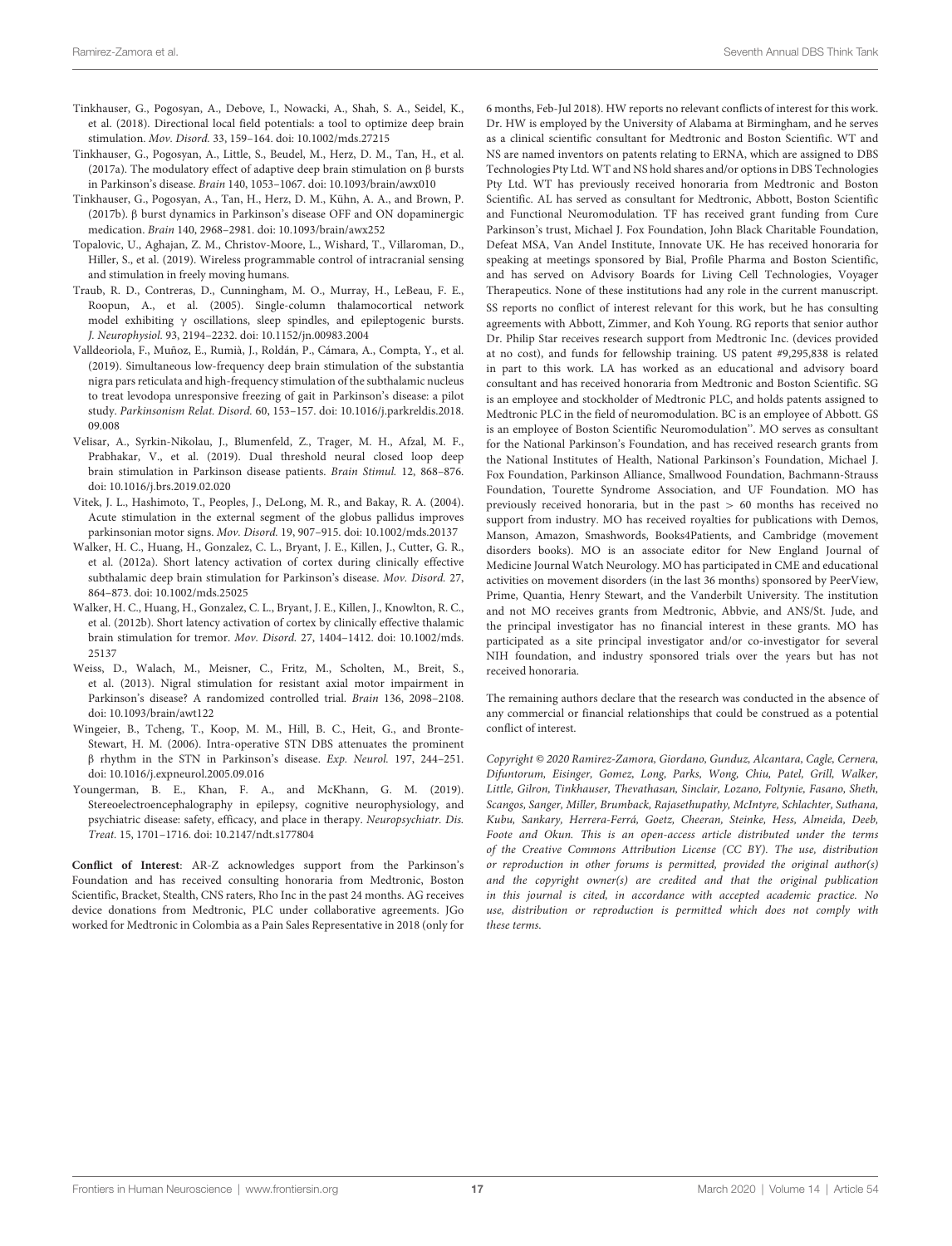Tinkhauser, G., Pogosyan, A., Debove, I., Nowacki, A., Shah, S. A., Seidel, K., et al. (2018). Directional local field potentials: a tool to optimize deep brain stimulation. *Mov. Disord.* 33, 159–164. doi: 10.1002/mds.27215

Tinkhauser, G., Pogosyan, A., Little, S., Beudel, M., Herz, D. M., Tan, H., et al. (2017a). The modulatory effect of adaptive deep brain stimulation on β bursts in Parkinson's disease. *Brain* 140, 1053–1067. doi: 10.1093/brain/awx010

Tinkhauser, G., Pogosyan, A., Tan, H., Herz, D. M., Kühn, A. A., and Brown, P. (2017b). β burst dynamics in Parkinson's disease OFF and ON dopaminergic medication. *Brain* 140, 2968–2981. doi: 10.1093/brain/awx252

Topalovic, U., Aghajan, Z. M., Christov-Moore, L., Wishard, T., Villaroman, D., Hiller, S., et al. (2019). Wireless programmable control of intracranial sensing and stimulation in freely moving humans.

Traub, R. D., Contreras, D., Cunningham, M. O., Murray, H., LeBeau, F. E., Roopun, A., et al. (2005). Single-column thalamocortical network model exhibiting γ oscillations, sleep spindles, and epileptogenic bursts. *J. Neurophysiol.* 93, 2194–2232. doi: 10.1152/jn.00983.2004

Valldeoriola, F., Muñoz, E., Rumià, J., Roldán, P., Cámara, A., Compta, Y., et al. (2019). Simultaneous low-frequency deep brain stimulation of the substantia nigra pars reticulata and high-frequency stimulation of the subthalamic nucleus to treat levodopa unresponsive freezing of gait in Parkinson's disease: a pilot study. *Parkinsonism Relat. Disord.* 60, 153–157. doi: 10.1016/j.parkreldis.2018.09.008

Velisar, A., Syrkin-Nikolau, J., Blumenfeld, Z., Trager, M. H., Afzal, M. F., Prabhakar, V., et al. (2019). Dual threshold neural closed loop deep brain stimulation in Parkinson disease patients. *Brain Stimul.* 12, 868–876. doi: 10.1016/j.brs.2019.02.020

Vitek, J. L., Hashimoto, T., Peoples, J., DeLong, M. R., and Bakay, R. A. (2004). Acute stimulation in the external segment of the globus pallidus improves parkinsonian motor signs. *Mov. Disord.* 19, 907–915. doi: 10.1002/mds.20137

Walker, H. C., Huang, H., Gonzalez, C. L., Bryant, J. E., Killen, J., Cutter, G. R., et al. (2012a). Short latency activation of cortex during clinically effective subthalamic deep brain stimulation for Parkinson's disease. *Mov. Disord.* 27, 864–873. doi: 10.1002/mds.25025

Walker, H. C., Huang, H., Gonzalez, C. L., Bryant, J. E., Killen, J., Knowlton, R. C., et al. (2012b). Short latency activation of cortex by clinically effective thalamic brain stimulation for tremor. *Mov. Disord.* 27, 1404–1412. doi: 10.1002/mds.25137

Weiss, D., Walach, M., Meisner, C., Fritz, M., Scholten, M., Breit, S., et al. (2013). Nigral stimulation for resistant axial motor impairment in Parkinson's disease? A randomized controlled trial. *Brain* 136, 2098–2108. doi: 10.1093/brain/awt122

Wingeier, B., Tcheng, T., Koop, M. M., Hill, B. C., Heit, G., and Bronte-Stewart, H. M. (2006). Intra-operative STN DBS attenuates the prominent β rhythm in the STN in Parkinson's disease. *Exp. Neurol.* 197, 244–251. doi: 10.1016/j.expneurol.2005.09.016

Youngerman, B. E., Khan, F. A., and McKhann, G. M. (2019). Stereoelectroencephalography in epilepsy, cognitive neurophysiology, and psychiatric disease: safety, efficacy, and place in therapy. *Neuropsychiatr. Dis. Treat.* 15, 1701–1716. doi: 10.2147/ndt.s177804

**Conflict of Interest**: AR-Z acknowledges support from the Parkinson's Foundation and has received consulting honoraria from Medtronic, Boston Scientific, Bracket, Stealth, CNS raters, Rho Inc in the past 24 months. AG receives device donations from Medtronic, PLC under collaborative agreements. JGo worked for Medtronic in Colombia as a Pain Sales Representative in 2018 (only for 6 months, Feb-Jul 2018). HW reports no relevant conflicts of interest for this work. Dr. HW is employed by the University of Alabama at Birmingham, and he serves as a clinical scientific consultant for Medtronic and Boston Scientific. WT and NS are named inventors on patents relating to ERNA, which are assigned to DBS Technologies Pty Ltd. WT and NS hold shares and/or options in DBS Technologies Pty Ltd. WT has previously received honoraria from Medtronic and Boston Scientific. AL has served as consultant for Medtronic, Abbott, Boston Scientific and Functional Neuromodulation. TF has received grant funding from Cure Parkinson's trust, Michael J. Fox Foundation, John Black Charitable Foundation, Defeat MSA, Van Andel Institute, Innovate UK. He has received honoraria for speaking at meetings sponsored by Bial, Profile Pharma and Boston Scientific, and has served on Advisory Boards for Living Cell Technologies, Voyager Therapeutics. None of these institutions had any role in the current manuscript. SS reports no conflict of interest relevant for this work, but he has consulting agreements with Abbott, Zimmer, and Koh Young. RG reports that senior author Dr. Philip Star receives research support from Medtronic Inc. (devices provided at no cost), and funds for fellowship training. US patent #9,295,838 is related in part to this work. LA has worked as an educational and advisory board consultant and has received honoraria from Medtronic and Boston Scientific. SG is an employee and stockholder of Medtronic PLC, and holds patents assigned to Medtronic PLC in the field of neuromodulation. BC is an employee of Abbott. GS is an employee of Boston Scientific Neuromodulation". MO serves as consultant for the National Parkinson's Foundation, and has received research grants from the National Institutes of Health, National Parkinson's Foundation, Michael J. Fox Foundation, Parkinson Alliance, Smallwood Foundation, Bachmann-Strauss Foundation, Tourette Syndrome Association, and UF Foundation. MO has previously received honoraria, but in the past > 60 months has received no support from industry. MO has received royalties for publications with Demos, Manson, Amazon, Smashwords, Books4Patients, and Cambridge (movement disorders books). MO is an associate editor for New England Journal of Medicine Journal Watch Neurology. MO has participated in CME and educational activities on movement disorders (in the last 36 months) sponsored by PeerView, Prime, Quantia, Henry Stewart, and the Vanderbilt University. The institution and not MO receives grants from Medtronic, Abbvie, and ANS/St. Jude, and the principal investigator has no financial interest in these grants. MO has participated as a site principal investigator and/or co-investigator for several NIH foundation, and industry sponsored trials over the years but has not received honoraria.

The remaining authors declare that the research was conducted in the absence of any commercial or financial relationships that could be construed as a potential conflict of interest.

*Copyright © 2020 Ramirez-Zamora, Giordano, Gunduz, Alcantara, Cagle, Cernera, Difuntorum, Eisinger, Gomez, Long, Parks, Wong, Chiu, Patel, Grill, Walker, Little, Gilron, Tinkhauser, Thevathasan, Sinclair, Lozano, Foltynie, Fasano, Sheth, Scangos, Sanger, Miller, Brumback, Rajasethupathy, McIntyre, Schlachter, Suthana, Kubu, Sankary, Herrera-Ferrá, Goetz, Cheeran, Steinke, Hess, Almeida, Deeb, Foote and Okun. This is an open-access article distributed under the terms of the Creative Commons Attribution License (CC BY). The use, distribution or reproduction in other forums is permitted, provided the original author(s) and the copyright owner(s) are credited and that the original publication in this journal is cited, in accordance with accepted academic practice. No use, distribution or reproduction is permitted which does not comply with these terms.*